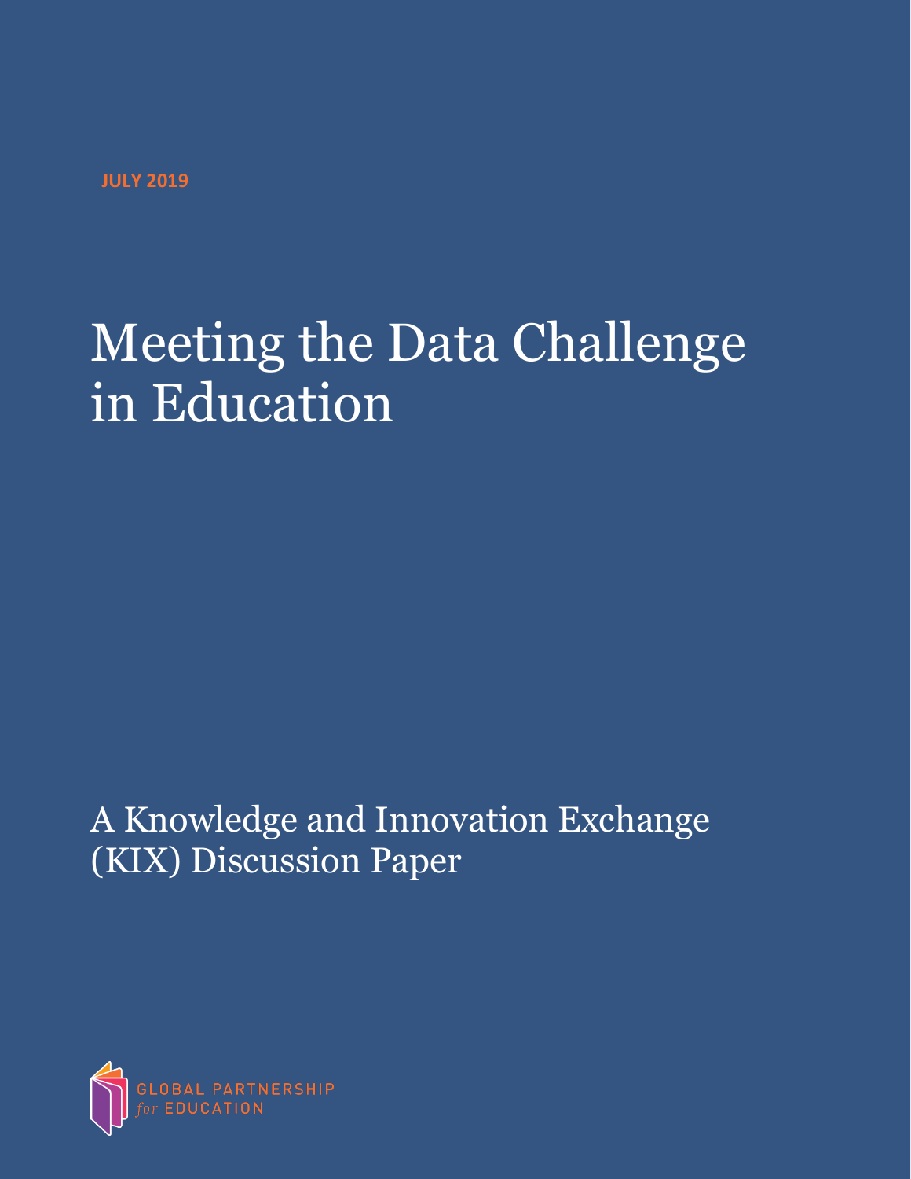JULY 2019

# Meeting the Data Challenge in Education

## A Knowledge and Innovation Exchange (KIX) Discussion Paper

GLOBAL PARTNERSHIP *for* EDUCATION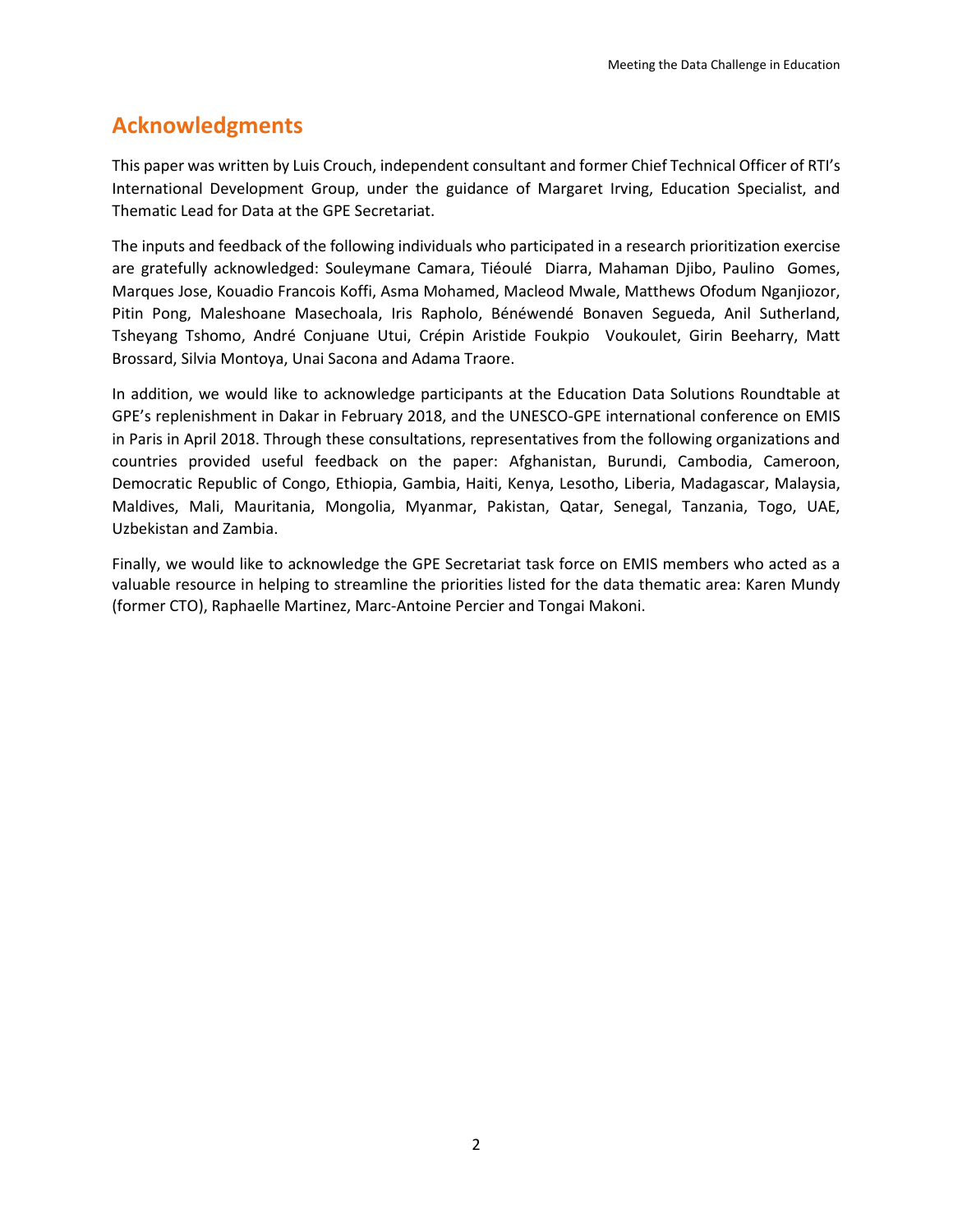## Acknowledgments

This paper was written by Luis Crouch, independent consultant and former Chief Technical Officer of RTI's International Development Group, under the guidance of Margaret Irving, Education Specialist, and Thematic Lead for Data at the GPE Secretariat.

The inputs and feedback of the following individuals who participated in a research prioritization exercise are gratefully acknowledged: Souleymane Camara, Tiéoulé Diarra, Mahaman Djibo, Paulino Gomes, Marques Jose, Kouadio Francois Koffi, Asma Mohamed, Macleod Mwale, Matthews Ofodum Nganjiozor, Pitin Pong, Maleshoane Masechoala, Iris Rapholo, Bénéwendé Bonaven Segueda, Anil Sutherland, Tsheyang Tshomo, André Conjuane Utui, Crépin Aristide Foukpio Voukoulet, Girin Beeharry, Matt Brossard, Silvia Montoya, Unai Sacona and Adama Traore.

In addition, we would like to acknowledge participants at the Education Data Solutions Roundtable at GPE's replenishment in Dakar in February 2018, and the UNESCO-GPE international conference on EMIS in Paris in April 2018. Through these consultations, representatives from the following organizations and countries provided useful feedback on the paper: Afghanistan, Burundi, Cambodia, Cameroon, Democratic Republic of Congo, Ethiopia, Gambia, Haiti, Kenya, Lesotho, Liberia, Madagascar, Malaysia, Maldives, Mali, Mauritania, Mongolia, Myanmar, Pakistan, Qatar, Senegal, Tanzania, Togo, UAE, Uzbekistan and Zambia.

Finally, we would like to acknowledge the GPE Secretariat task force on EMIS members who acted as a valuable resource in helping to streamline the priorities listed for the data thematic area: Karen Mundy (former CTO), Raphaelle Martinez, Marc-Antoine Percier and Tongai Makoni.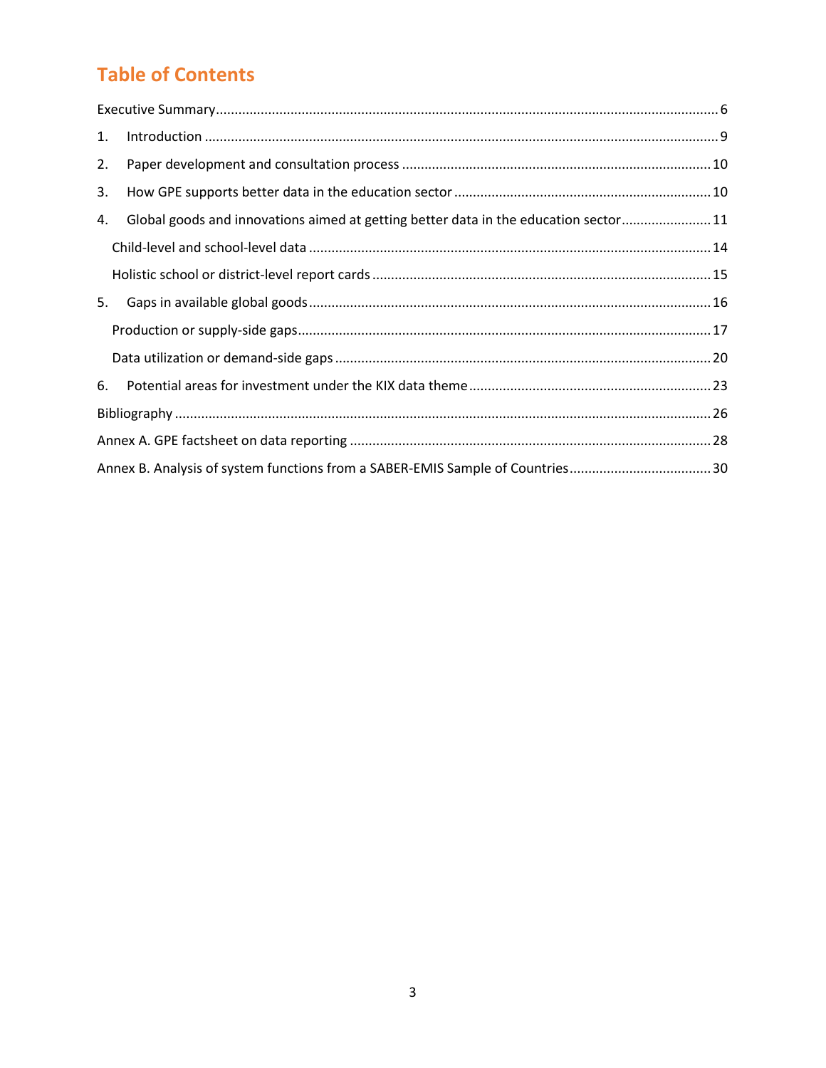# Table of Contents

Executive Summary ..... 6

1. Introduction ..... 9
2. Paper development and consultation process ..... 10
3. How GPE supports better data in the education sector ..... 10
4. Global goods and innovations aimed at getting better data in the education sector ..... 11
   - Child-level and school-level data ..... 14
   - Holistic school or district-level report cards ..... 15
5. Gaps in available global goods ..... 16
   - Production or supply-side gaps ..... 17
   - Data utilization or demand-side gaps ..... 20
6. Potential areas for investment under the KIX data theme ..... 23

Bibliography ..... 26

Annex A. GPE factsheet on data reporting ..... 28

Annex B. Analysis of system functions from a SABER-EMIS Sample of Countries ..... 30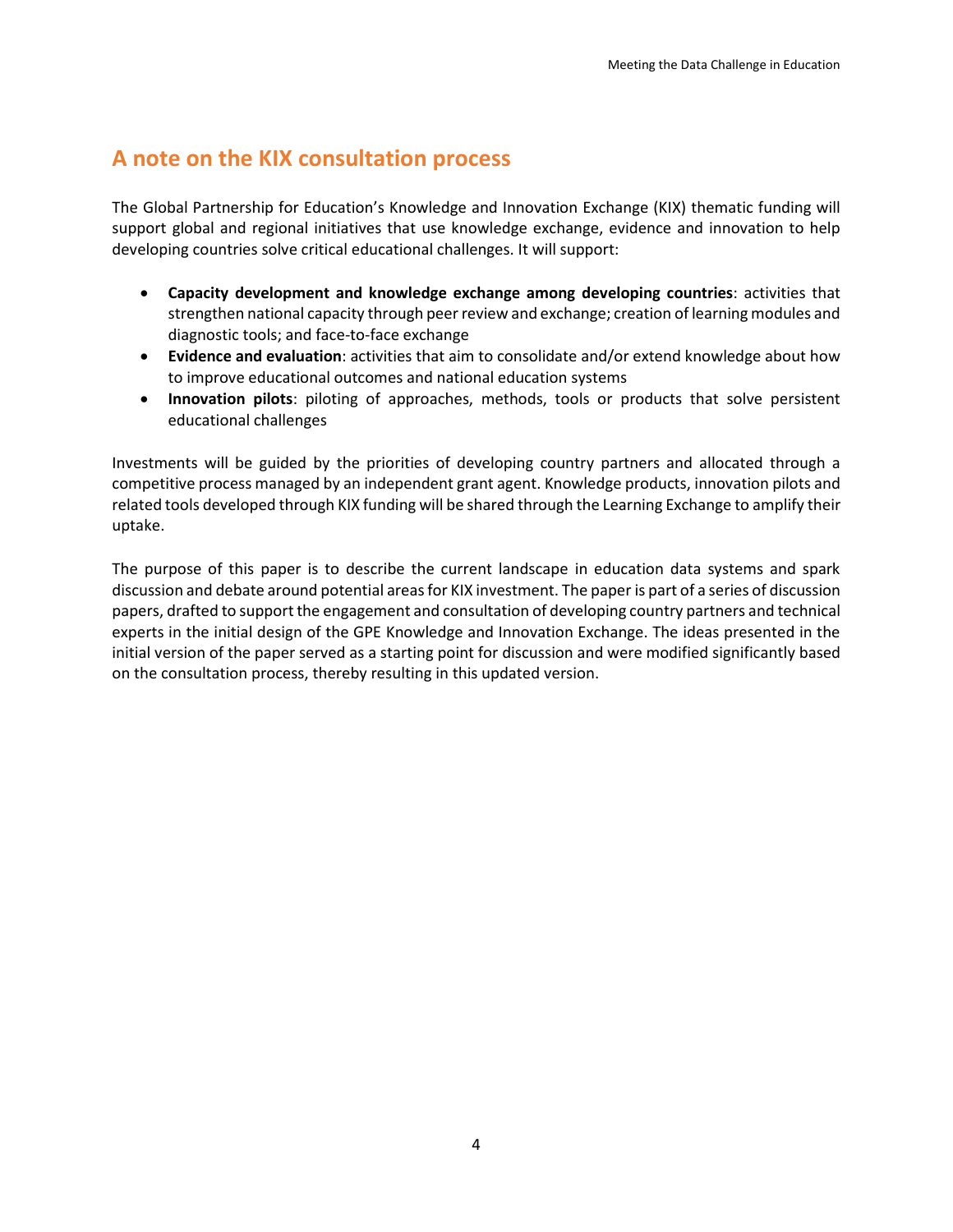## A note on the KIX consultation process

The Global Partnership for Education's Knowledge and Innovation Exchange (KIX) thematic funding will support global and regional initiatives that use knowledge exchange, evidence and innovation to help developing countries solve critical educational challenges. It will support:

- **Capacity development and knowledge exchange among developing countries**: activities that strengthen national capacity through peer review and exchange; creation of learning modules and diagnostic tools; and face-to-face exchange
- **Evidence and evaluation**: activities that aim to consolidate and/or extend knowledge about how to improve educational outcomes and national education systems
- **Innovation pilots**: piloting of approaches, methods, tools or products that solve persistent educational challenges

Investments will be guided by the priorities of developing country partners and allocated through a competitive process managed by an independent grant agent. Knowledge products, innovation pilots and related tools developed through KIX funding will be shared through the Learning Exchange to amplify their uptake.

The purpose of this paper is to describe the current landscape in education data systems and spark discussion and debate around potential areas for KIX investment. The paper is part of a series of discussion papers, drafted to support the engagement and consultation of developing country partners and technical experts in the initial design of the GPE Knowledge and Innovation Exchange. The ideas presented in the initial version of the paper served as a starting point for discussion and were modified significantly based on the consultation process, thereby resulting in this updated version.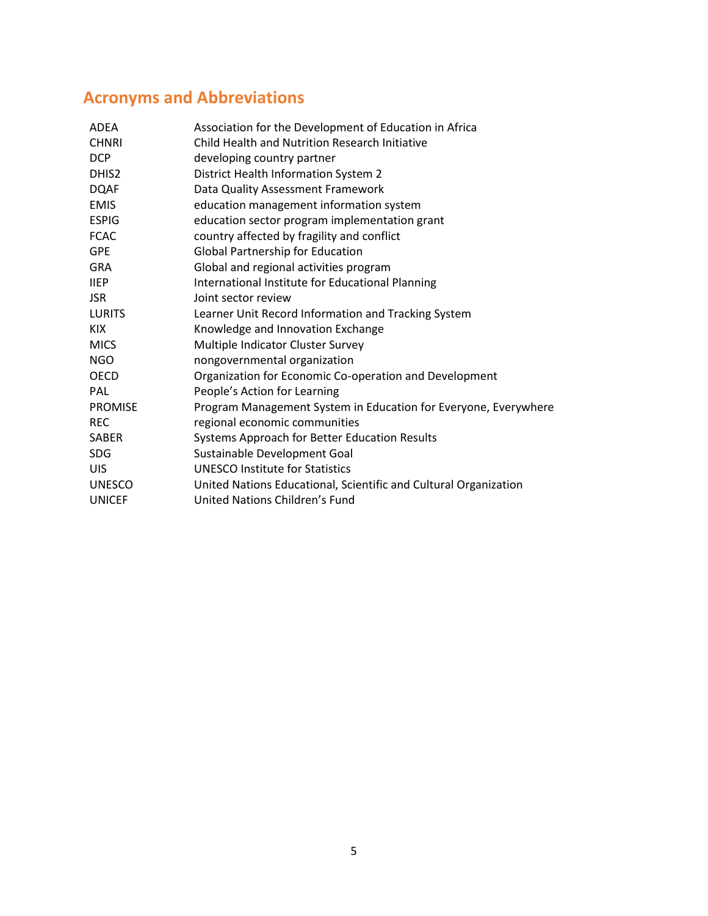## Acronyms and Abbreviations

| | |
|---|---|
| ADEA | Association for the Development of Education in Africa |
| CHNRI | Child Health and Nutrition Research Initiative |
| DCP | developing country partner |
| DHIS2 | District Health Information System 2 |
| DQAF | Data Quality Assessment Framework |
| EMIS | education management information system |
| ESPIG | education sector program implementation grant |
| FCAC | country affected by fragility and conflict |
| GPE | Global Partnership for Education |
| GRA | Global and regional activities program |
| IIEP | International Institute for Educational Planning |
| JSR | Joint sector review |
| LURITS | Learner Unit Record Information and Tracking System |
| KIX | Knowledge and Innovation Exchange |
| MICS | Multiple Indicator Cluster Survey |
| NGO | nongovernmental organization |
| OECD | Organization for Economic Co-operation and Development |
| PAL | People's Action for Learning |
| PROMISE | Program Management System in Education for Everyone, Everywhere |
| REC | regional economic communities |
| SABER | Systems Approach for Better Education Results |
| SDG | Sustainable Development Goal |
| UIS | UNESCO Institute for Statistics |
| UNESCO | United Nations Educational, Scientific and Cultural Organization |
| UNICEF | United Nations Children's Fund |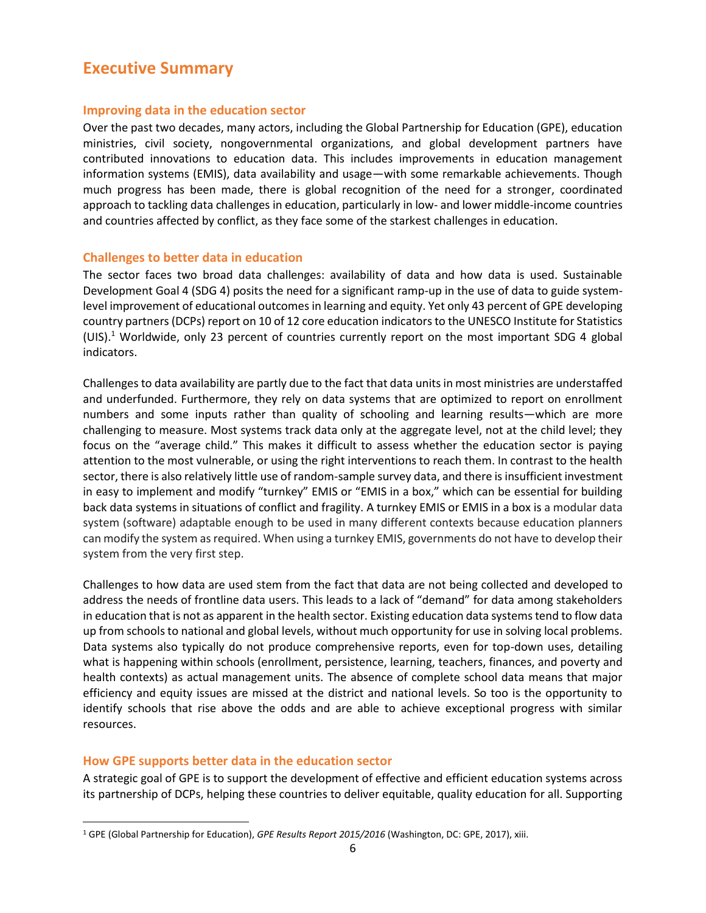# Executive Summary

## Improving data in the education sector

Over the past two decades, many actors, including the Global Partnership for Education (GPE), education ministries, civil society, nongovernmental organizations, and global development partners have contributed innovations to education data. This includes improvements in education management information systems (EMIS), data availability and usage—with some remarkable achievements. Though much progress has been made, there is global recognition of the need for a stronger, coordinated approach to tackling data challenges in education, particularly in low- and lower middle-income countries and countries affected by conflict, as they face some of the starkest challenges in education.

## Challenges to better data in education

The sector faces two broad data challenges: availability of data and how data is used. Sustainable Development Goal 4 (SDG 4) posits the need for a significant ramp-up in the use of data to guide system-level improvement of educational outcomes in learning and equity. Yet only 43 percent of GPE developing country partners (DCPs) report on 10 of 12 core education indicators to the UNESCO Institute for Statistics (UIS).[1] Worldwide, only 23 percent of countries currently report on the most important SDG 4 global indicators.

Challenges to data availability are partly due to the fact that data units in most ministries are understaffed and underfunded. Furthermore, they rely on data systems that are optimized to report on enrollment numbers and some inputs rather than quality of schooling and learning results—which are more challenging to measure. Most systems track data only at the aggregate level, not at the child level; they focus on the "average child." This makes it difficult to assess whether the education sector is paying attention to the most vulnerable, or using the right interventions to reach them. In contrast to the health sector, there is also relatively little use of random-sample survey data, and there is insufficient investment in easy to implement and modify "turnkey" EMIS or "EMIS in a box," which can be essential for building back data systems in situations of conflict and fragility. A turnkey EMIS or EMIS in a box is a modular data system (software) adaptable enough to be used in many different contexts because education planners can modify the system as required. When using a turnkey EMIS, governments do not have to develop their system from the very first step.

Challenges to how data are used stem from the fact that data are not being collected and developed to address the needs of frontline data users. This leads to a lack of "demand" for data among stakeholders in education that is not as apparent in the health sector. Existing education data systems tend to flow data up from schools to national and global levels, without much opportunity for use in solving local problems. Data systems also typically do not produce comprehensive reports, even for top-down uses, detailing what is happening within schools (enrollment, persistence, learning, teachers, finances, and poverty and health contexts) as actual management units. The absence of complete school data means that major efficiency and equity issues are missed at the district and national levels. So too is the opportunity to identify schools that rise above the odds and are able to achieve exceptional progress with similar resources.

## How GPE supports better data in the education sector

A strategic goal of GPE is to support the development of effective and efficient education systems across its partnership of DCPs, helping these countries to deliver equitable, quality education for all. Supporting

[1] GPE (Global Partnership for Education), *GPE Results Report 2015/2016* (Washington, DC: GPE, 2017), xiii.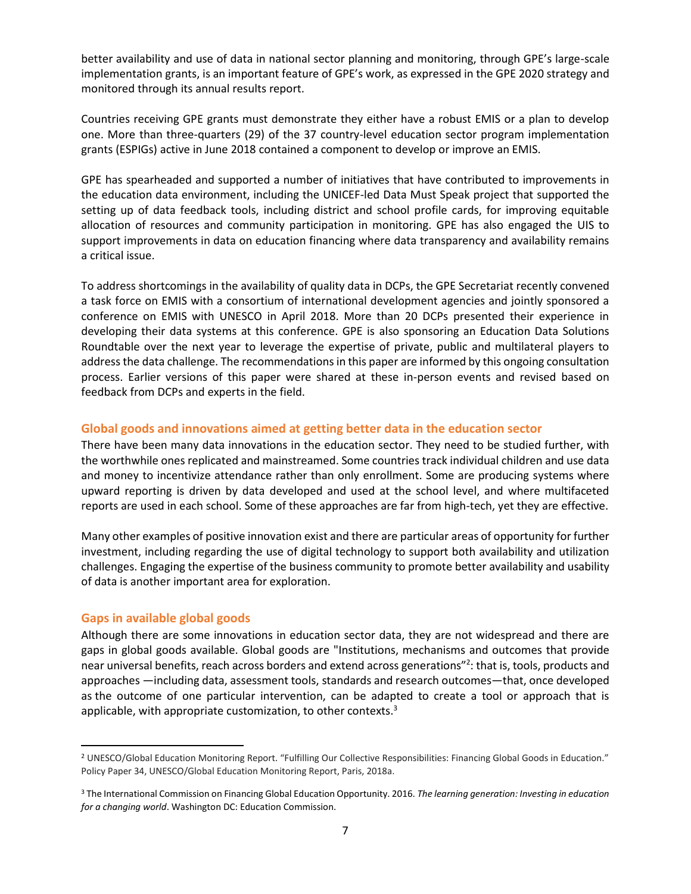better availability and use of data in national sector planning and monitoring, through GPE's large-scale implementation grants, is an important feature of GPE's work, as expressed in the GPE 2020 strategy and monitored through its annual results report.

Countries receiving GPE grants must demonstrate they either have a robust EMIS or a plan to develop one. More than three-quarters (29) of the 37 country-level education sector program implementation grants (ESPIGs) active in June 2018 contained a component to develop or improve an EMIS.

GPE has spearheaded and supported a number of initiatives that have contributed to improvements in the education data environment, including the UNICEF-led Data Must Speak project that supported the setting up of data feedback tools, including district and school profile cards, for improving equitable allocation of resources and community participation in monitoring. GPE has also engaged the UIS to support improvements in data on education financing where data transparency and availability remains a critical issue.

To address shortcomings in the availability of quality data in DCPs, the GPE Secretariat recently convened a task force on EMIS with a consortium of international development agencies and jointly sponsored a conference on EMIS with UNESCO in April 2018. More than 20 DCPs presented their experience in developing their data systems at this conference. GPE is also sponsoring an Education Data Solutions Roundtable over the next year to leverage the expertise of private, public and multilateral players to address the data challenge. The recommendations in this paper are informed by this ongoing consultation process. Earlier versions of this paper were shared at these in-person events and revised based on feedback from DCPs and experts in the field.

### Global goods and innovations aimed at getting better data in the education sector

There have been many data innovations in the education sector. They need to be studied further, with the worthwhile ones replicated and mainstreamed. Some countries track individual children and use data and money to incentivize attendance rather than only enrollment. Some are producing systems where upward reporting is driven by data developed and used at the school level, and where multifaceted reports are used in each school. Some of these approaches are far from high-tech, yet they are effective.

Many other examples of positive innovation exist and there are particular areas of opportunity for further investment, including regarding the use of digital technology to support both availability and utilization challenges. Engaging the expertise of the business community to promote better availability and usability of data is another important area for exploration.

### Gaps in available global goods

Although there are some innovations in education sector data, they are not widespread and there are gaps in global goods available. Global goods are "Institutions, mechanisms and outcomes that provide near universal benefits, reach across borders and extend across generations"[2]: that is, tools, products and approaches —including data, assessment tools, standards and research outcomes—that, once developed as the outcome of one particular intervention, can be adapted to create a tool or approach that is applicable, with appropriate customization, to other contexts.[3]

---

[2] UNESCO/Global Education Monitoring Report. "Fulfilling Our Collective Responsibilities: Financing Global Goods in Education." Policy Paper 34, UNESCO/Global Education Monitoring Report, Paris, 2018a.

[3] The International Commission on Financing Global Education Opportunity. 2016. *The learning generation: Investing in education for a changing world*. Washington DC: Education Commission.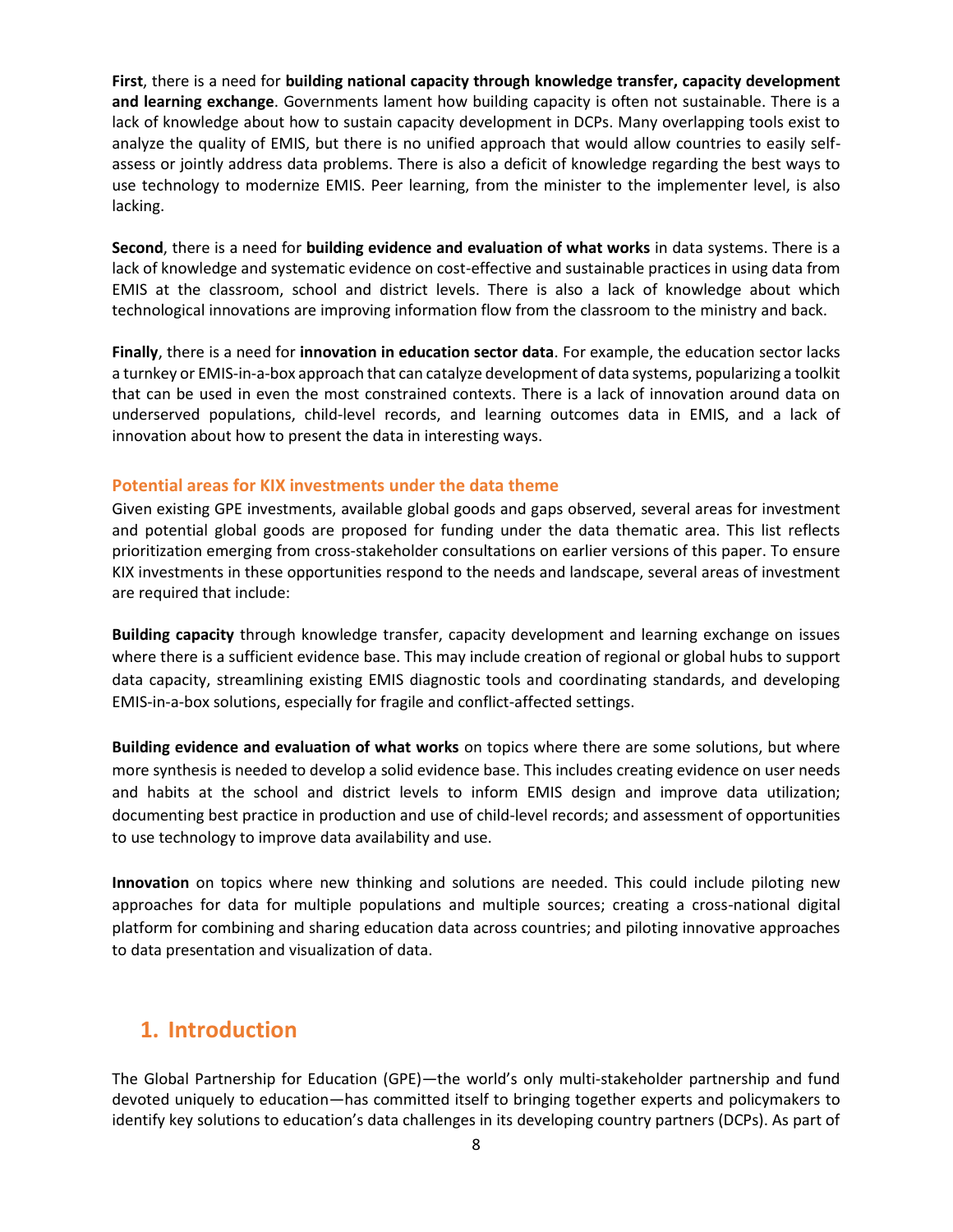**First**, there is a need for **building national capacity through knowledge transfer, capacity development and learning exchange**. Governments lament how building capacity is often not sustainable. There is a lack of knowledge about how to sustain capacity development in DCPs. Many overlapping tools exist to analyze the quality of EMIS, but there is no unified approach that would allow countries to easily self-assess or jointly address data problems. There is also a deficit of knowledge regarding the best ways to use technology to modernize EMIS. Peer learning, from the minister to the implementer level, is also lacking.

**Second**, there is a need for **building evidence and evaluation of what works** in data systems. There is a lack of knowledge and systematic evidence on cost-effective and sustainable practices in using data from EMIS at the classroom, school and district levels. There is also a lack of knowledge about which technological innovations are improving information flow from the classroom to the ministry and back.

**Finally**, there is a need for **innovation in education sector data**. For example, the education sector lacks a turnkey or EMIS-in-a-box approach that can catalyze development of data systems, popularizing a toolkit that can be used in even the most constrained contexts. There is a lack of innovation around data on underserved populations, child-level records, and learning outcomes data in EMIS, and a lack of innovation about how to present the data in interesting ways.

### Potential areas for KIX investments under the data theme

Given existing GPE investments, available global goods and gaps observed, several areas for investment and potential global goods are proposed for funding under the data thematic area. This list reflects prioritization emerging from cross-stakeholder consultations on earlier versions of this paper. To ensure KIX investments in these opportunities respond to the needs and landscape, several areas of investment are required that include:

**Building capacity** through knowledge transfer, capacity development and learning exchange on issues where there is a sufficient evidence base. This may include creation of regional or global hubs to support data capacity, streamlining existing EMIS diagnostic tools and coordinating standards, and developing EMIS-in-a-box solutions, especially for fragile and conflict-affected settings.

**Building evidence and evaluation of what works** on topics where there are some solutions, but where more synthesis is needed to develop a solid evidence base. This includes creating evidence on user needs and habits at the school and district levels to inform EMIS design and improve data utilization; documenting best practice in production and use of child-level records; and assessment of opportunities to use technology to improve data availability and use.

**Innovation** on topics where new thinking and solutions are needed. This could include piloting new approaches for data for multiple populations and multiple sources; creating a cross-national digital platform for combining and sharing education data across countries; and piloting innovative approaches to data presentation and visualization of data.

## 1. Introduction

The Global Partnership for Education (GPE)—the world's only multi-stakeholder partnership and fund devoted uniquely to education—has committed itself to bringing together experts and policymakers to identify key solutions to education's data challenges in its developing country partners (DCPs). As part of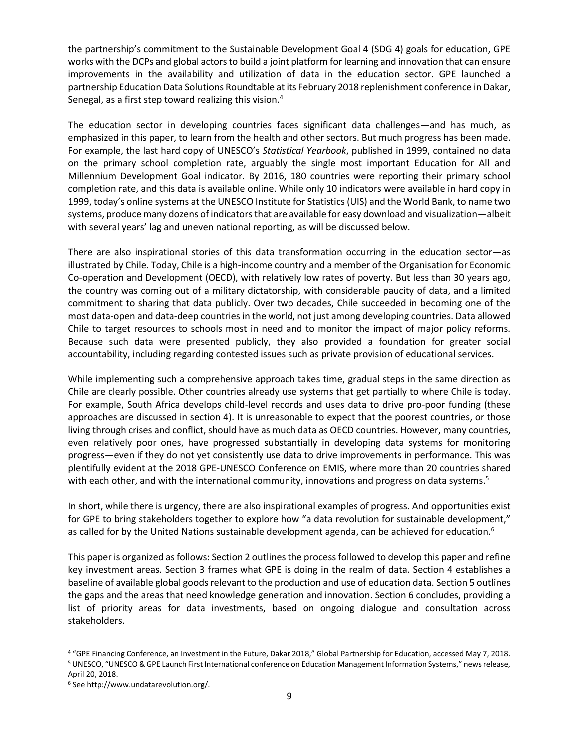the partnership's commitment to the Sustainable Development Goal 4 (SDG 4) goals for education, GPE works with the DCPs and global actors to build a joint platform for learning and innovation that can ensure improvements in the availability and utilization of data in the education sector. GPE launched a partnership Education Data Solutions Roundtable at its February 2018 replenishment conference in Dakar, Senegal, as a first step toward realizing this vision.[4]

The education sector in developing countries faces significant data challenges—and has much, as emphasized in this paper, to learn from the health and other sectors. But much progress has been made. For example, the last hard copy of UNESCO's *Statistical Yearbook*, published in 1999, contained no data on the primary school completion rate, arguably the single most important Education for All and Millennium Development Goal indicator. By 2016, 180 countries were reporting their primary school completion rate, and this data is available online. While only 10 indicators were available in hard copy in 1999, today's online systems at the UNESCO Institute for Statistics (UIS) and the World Bank, to name two systems, produce many dozens of indicators that are available for easy download and visualization—albeit with several years' lag and uneven national reporting, as will be discussed below.

There are also inspirational stories of this data transformation occurring in the education sector—as illustrated by Chile. Today, Chile is a high-income country and a member of the Organisation for Economic Co-operation and Development (OECD), with relatively low rates of poverty. But less than 30 years ago, the country was coming out of a military dictatorship, with considerable paucity of data, and a limited commitment to sharing that data publicly. Over two decades, Chile succeeded in becoming one of the most data-open and data-deep countries in the world, not just among developing countries. Data allowed Chile to target resources to schools most in need and to monitor the impact of major policy reforms. Because such data were presented publicly, they also provided a foundation for greater social accountability, including regarding contested issues such as private provision of educational services.

While implementing such a comprehensive approach takes time, gradual steps in the same direction as Chile are clearly possible. Other countries already use systems that get partially to where Chile is today. For example, South Africa develops child-level records and uses data to drive pro-poor funding (these approaches are discussed in section 4). It is unreasonable to expect that the poorest countries, or those living through crises and conflict, should have as much data as OECD countries. However, many countries, even relatively poor ones, have progressed substantially in developing data systems for monitoring progress—even if they do not yet consistently use data to drive improvements in performance. This was plentifully evident at the 2018 GPE-UNESCO Conference on EMIS, where more than 20 countries shared with each other, and with the international community, innovations and progress on data systems.[5]

In short, while there is urgency, there are also inspirational examples of progress. And opportunities exist for GPE to bring stakeholders together to explore how "a data revolution for sustainable development," as called for by the United Nations sustainable development agenda, can be achieved for education.[6]

This paper is organized as follows: Section 2 outlines the process followed to develop this paper and refine key investment areas. Section 3 frames what GPE is doing in the realm of data. Section 4 establishes a baseline of available global goods relevant to the production and use of education data. Section 5 outlines the gaps and the areas that need knowledge generation and innovation. Section 6 concludes, providing a list of priority areas for data investments, based on ongoing dialogue and consultation across stakeholders.

[4] "GPE Financing Conference, an Investment in the Future, Dakar 2018," Global Partnership for Education, accessed May 7, 2018.

[5] UNESCO, "UNESCO & GPE Launch First International conference on Education Management Information Systems," news release, April 20, 2018.

[6] See http://www.undatarevolution.org/.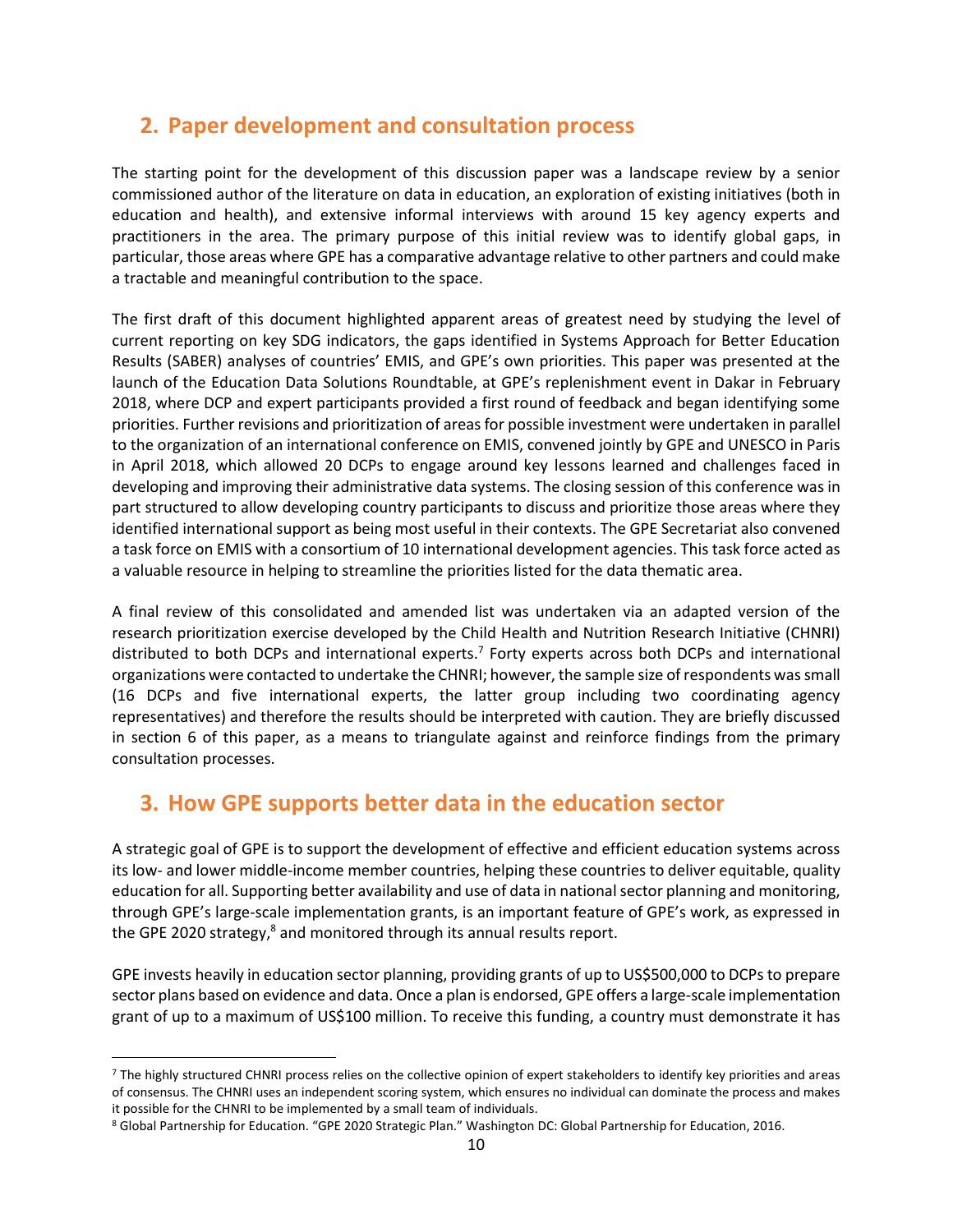## 2. Paper development and consultation process

The starting point for the development of this discussion paper was a landscape review by a senior commissioned author of the literature on data in education, an exploration of existing initiatives (both in education and health), and extensive informal interviews with around 15 key agency experts and practitioners in the area. The primary purpose of this initial review was to identify global gaps, in particular, those areas where GPE has a comparative advantage relative to other partners and could make a tractable and meaningful contribution to the space.

The first draft of this document highlighted apparent areas of greatest need by studying the level of current reporting on key SDG indicators, the gaps identified in Systems Approach for Better Education Results (SABER) analyses of countries' EMIS, and GPE's own priorities. This paper was presented at the launch of the Education Data Solutions Roundtable, at GPE's replenishment event in Dakar in February 2018, where DCP and expert participants provided a first round of feedback and began identifying some priorities. Further revisions and prioritization of areas for possible investment were undertaken in parallel to the organization of an international conference on EMIS, convened jointly by GPE and UNESCO in Paris in April 2018, which allowed 20 DCPs to engage around key lessons learned and challenges faced in developing and improving their administrative data systems. The closing session of this conference was in part structured to allow developing country participants to discuss and prioritize those areas where they identified international support as being most useful in their contexts. The GPE Secretariat also convened a task force on EMIS with a consortium of 10 international development agencies. This task force acted as a valuable resource in helping to streamline the priorities listed for the data thematic area.

A final review of this consolidated and amended list was undertaken via an adapted version of the research prioritization exercise developed by the Child Health and Nutrition Research Initiative (CHNRI) distributed to both DCPs and international experts.[7] Forty experts across both DCPs and international organizations were contacted to undertake the CHNRI; however, the sample size of respondents was small (16 DCPs and five international experts, the latter group including two coordinating agency representatives) and therefore the results should be interpreted with caution. They are briefly discussed in section 6 of this paper, as a means to triangulate against and reinforce findings from the primary consultation processes.

## 3. How GPE supports better data in the education sector

A strategic goal of GPE is to support the development of effective and efficient education systems across its low- and lower middle-income member countries, helping these countries to deliver equitable, quality education for all. Supporting better availability and use of data in national sector planning and monitoring, through GPE's large-scale implementation grants, is an important feature of GPE's work, as expressed in the GPE 2020 strategy,[8] and monitored through its annual results report.

GPE invests heavily in education sector planning, providing grants of up to US$500,000 to DCPs to prepare sector plans based on evidence and data. Once a plan is endorsed, GPE offers a large-scale implementation grant of up to a maximum of US$100 million. To receive this funding, a country must demonstrate it has

---

[7] The highly structured CHNRI process relies on the collective opinion of expert stakeholders to identify key priorities and areas of consensus. The CHNRI uses an independent scoring system, which ensures no individual can dominate the process and makes it possible for the CHNRI to be implemented by a small team of individuals.

[8] Global Partnership for Education. "GPE 2020 Strategic Plan." Washington DC: Global Partnership for Education, 2016.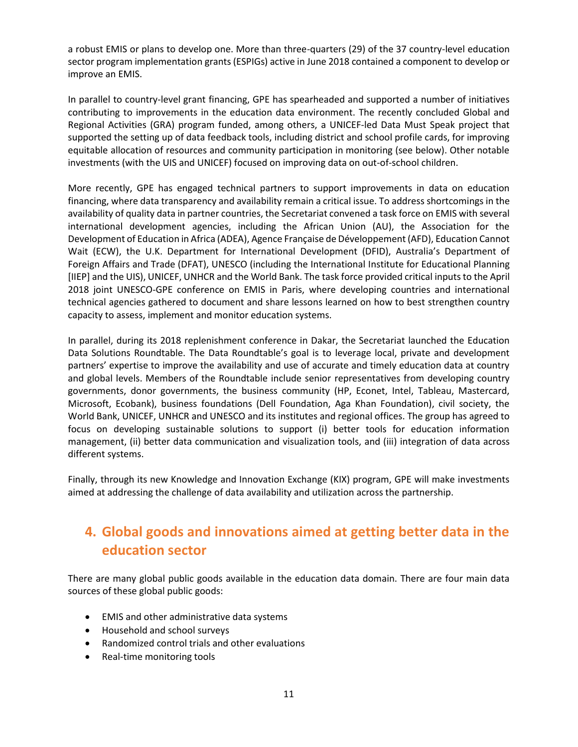a robust EMIS or plans to develop one. More than three-quarters (29) of the 37 country-level education sector program implementation grants (ESPIGs) active in June 2018 contained a component to develop or improve an EMIS.

In parallel to country-level grant financing, GPE has spearheaded and supported a number of initiatives contributing to improvements in the education data environment. The recently concluded Global and Regional Activities (GRA) program funded, among others, a UNICEF-led Data Must Speak project that supported the setting up of data feedback tools, including district and school profile cards, for improving equitable allocation of resources and community participation in monitoring (see below). Other notable investments (with the UIS and UNICEF) focused on improving data on out-of-school children.

More recently, GPE has engaged technical partners to support improvements in data on education financing, where data transparency and availability remain a critical issue. To address shortcomings in the availability of quality data in partner countries, the Secretariat convened a task force on EMIS with several international development agencies, including the African Union (AU), the Association for the Development of Education in Africa (ADEA), Agence Française de Développement (AFD), Education Cannot Wait (ECW), the U.K. Department for International Development (DFID), Australia's Department of Foreign Affairs and Trade (DFAT), UNESCO (including the International Institute for Educational Planning [IIEP] and the UIS), UNICEF, UNHCR and the World Bank. The task force provided critical inputs to the April 2018 joint UNESCO-GPE conference on EMIS in Paris, where developing countries and international technical agencies gathered to document and share lessons learned on how to best strengthen country capacity to assess, implement and monitor education systems.

In parallel, during its 2018 replenishment conference in Dakar, the Secretariat launched the Education Data Solutions Roundtable. The Data Roundtable's goal is to leverage local, private and development partners' expertise to improve the availability and use of accurate and timely education data at country and global levels. Members of the Roundtable include senior representatives from developing country governments, donor governments, the business community (HP, Econet, Intel, Tableau, Mastercard, Microsoft, Ecobank), business foundations (Dell Foundation, Aga Khan Foundation), civil society, the World Bank, UNICEF, UNHCR and UNESCO and its institutes and regional offices. The group has agreed to focus on developing sustainable solutions to support (i) better tools for education information management, (ii) better data communication and visualization tools, and (iii) integration of data across different systems.

Finally, through its new Knowledge and Innovation Exchange (KIX) program, GPE will make investments aimed at addressing the challenge of data availability and utilization across the partnership.

## 4. Global goods and innovations aimed at getting better data in the education sector

There are many global public goods available in the education data domain. There are four main data sources of these global public goods:

- EMIS and other administrative data systems
- Household and school surveys
- Randomized control trials and other evaluations
- Real-time monitoring tools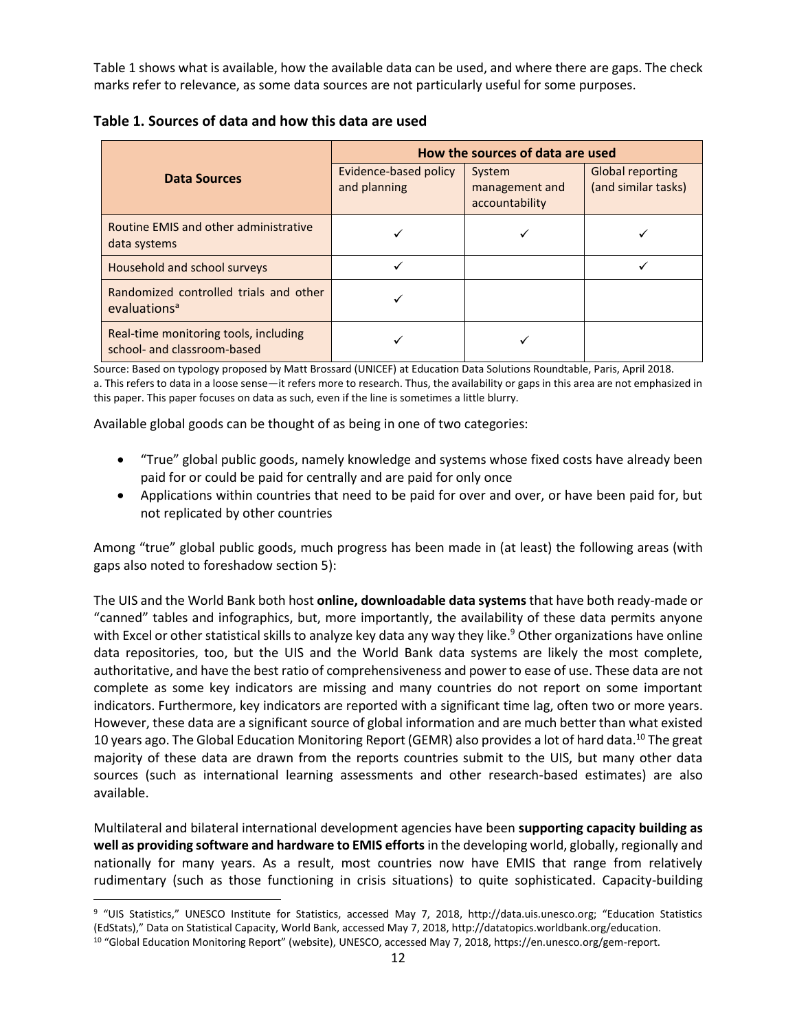Table 1 shows what is available, how the available data can be used, and where there are gaps. The check marks refer to relevance, as some data sources are not particularly useful for some purposes.

**Table 1. Sources of data and how this data are used**

| Data Sources | How the sources of data are used | | |
|---|---|---|---|
| | Evidence-based policy and planning | System management and accountability | Global reporting (and similar tasks) |
| Routine EMIS and other administrative data systems | ✓ | ✓ | ✓ |
| Household and school surveys | ✓ | | ✓ |
| Randomized controlled trials and other evaluations[a] | ✓ | | |
| Real-time monitoring tools, including school- and classroom-based | ✓ | ✓ | |

Source: Based on typology proposed by Matt Brossard (UNICEF) at Education Data Solutions Roundtable, Paris, April 2018.
a. This refers to data in a loose sense—it refers more to research. Thus, the availability or gaps in this area are not emphasized in this paper. This paper focuses on data as such, even if the line is sometimes a little blurry.

Available global goods can be thought of as being in one of two categories:

- "True" global public goods, namely knowledge and systems whose fixed costs have already been paid for or could be paid for centrally and are paid for only once
- Applications within countries that need to be paid for over and over, or have been paid for, but not replicated by other countries

Among "true" global public goods, much progress has been made in (at least) the following areas (with gaps also noted to foreshadow section 5):

The UIS and the World Bank both host **online, downloadable data systems** that have both ready-made or "canned" tables and infographics, but, more importantly, the availability of these data permits anyone with Excel or other statistical skills to analyze key data any way they like.[9] Other organizations have online data repositories, too, but the UIS and the World Bank data systems are likely the most complete, authoritative, and have the best ratio of comprehensiveness and power to ease of use. These data are not complete as some key indicators are missing and many countries do not report on some important indicators. Furthermore, key indicators are reported with a significant time lag, often two or more years. However, these data are a significant source of global information and are much better than what existed 10 years ago. The Global Education Monitoring Report (GEMR) also provides a lot of hard data.[10] The great majority of these data are drawn from the reports countries submit to the UIS, but many other data sources (such as international learning assessments and other research-based estimates) are also available.

Multilateral and bilateral international development agencies have been **supporting capacity building as well as providing software and hardware to EMIS efforts** in the developing world, globally, regionally and nationally for many years. As a result, most countries now have EMIS that range from relatively rudimentary (such as those functioning in crisis situations) to quite sophisticated. Capacity-building

[9] "UIS Statistics," UNESCO Institute for Statistics, accessed May 7, 2018, http://data.uis.unesco.org; "Education Statistics (EdStats)," Data on Statistical Capacity, World Bank, accessed May 7, 2018, http://datatopics.worldbank.org/education.
[10] "Global Education Monitoring Report" (website), UNESCO, accessed May 7, 2018, https://en.unesco.org/gem-report.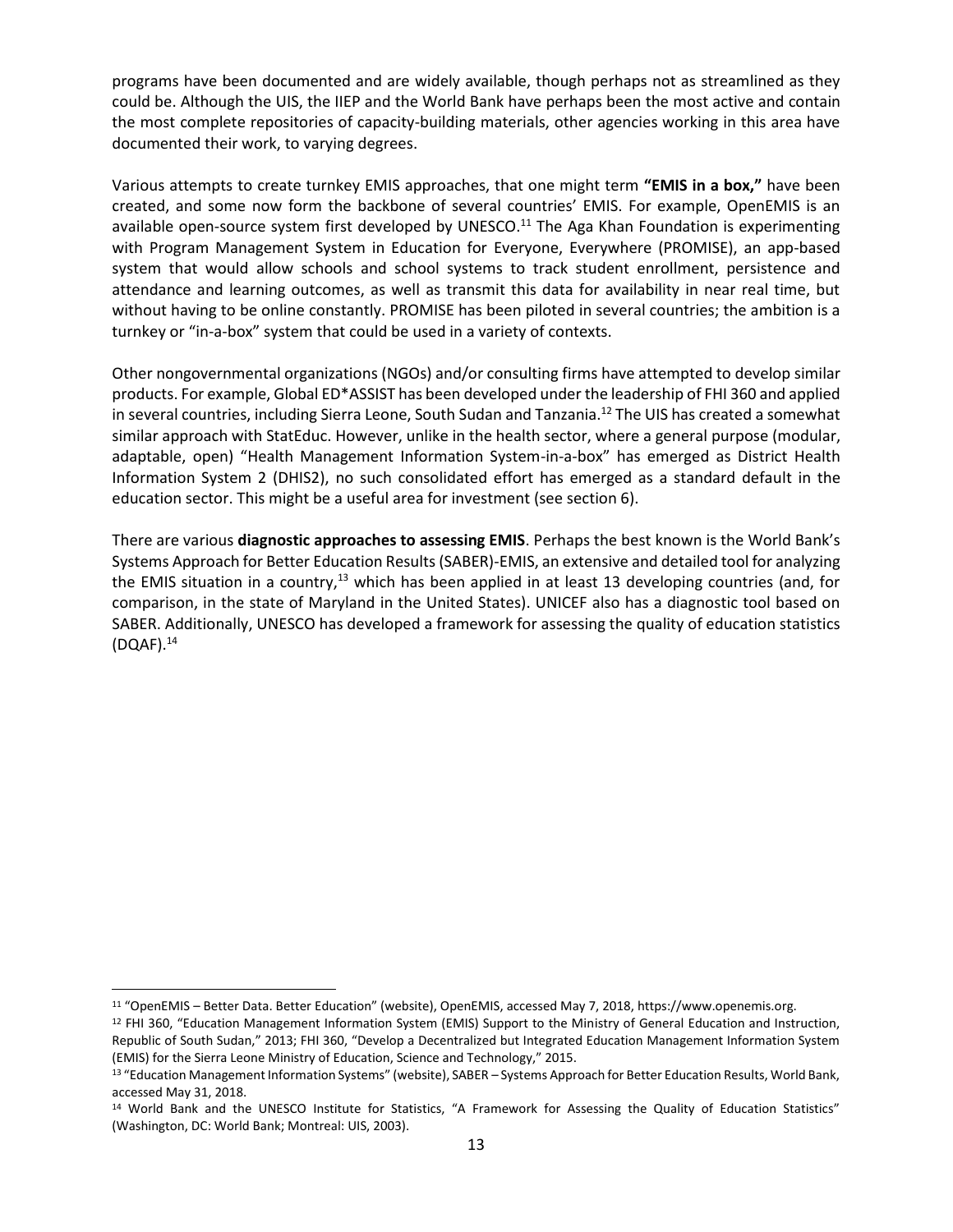programs have been documented and are widely available, though perhaps not as streamlined as they could be. Although the UIS, the IIEP and the World Bank have perhaps been the most active and contain the most complete repositories of capacity-building materials, other agencies working in this area have documented their work, to varying degrees.

Various attempts to create turnkey EMIS approaches, that one might term **"EMIS in a box,"** have been created, and some now form the backbone of several countries' EMIS. For example, OpenEMIS is an available open-source system first developed by UNESCO.[11] The Aga Khan Foundation is experimenting with Program Management System in Education for Everyone, Everywhere (PROMISE), an app-based system that would allow schools and school systems to track student enrollment, persistence and attendance and learning outcomes, as well as transmit this data for availability in near real time, but without having to be online constantly. PROMISE has been piloted in several countries; the ambition is a turnkey or "in-a-box" system that could be used in a variety of contexts.

Other nongovernmental organizations (NGOs) and/or consulting firms have attempted to develop similar products. For example, Global ED*ASSIST has been developed under the leadership of FHI 360 and applied in several countries, including Sierra Leone, South Sudan and Tanzania.[12] The UIS has created a somewhat similar approach with StatEduc. However, unlike in the health sector, where a general purpose (modular, adaptable, open) "Health Management Information System-in-a-box" has emerged as District Health Information System 2 (DHIS2), no such consolidated effort has emerged as a standard default in the education sector. This might be a useful area for investment (see section 6).

There are various **diagnostic approaches to assessing EMIS**. Perhaps the best known is the World Bank's Systems Approach for Better Education Results (SABER)-EMIS, an extensive and detailed tool for analyzing the EMIS situation in a country,[13] which has been applied in at least 13 developing countries (and, for comparison, in the state of Maryland in the United States). UNICEF also has a diagnostic tool based on SABER. Additionally, UNESCO has developed a framework for assessing the quality of education statistics (DQAF).[14]

---

[11] "OpenEMIS – Better Data. Better Education" (website), OpenEMIS, accessed May 7, 2018, https://www.openemis.org.

[12] FHI 360, "Education Management Information System (EMIS) Support to the Ministry of General Education and Instruction, Republic of South Sudan," 2013; FHI 360, "Develop a Decentralized but Integrated Education Management Information System (EMIS) for the Sierra Leone Ministry of Education, Science and Technology," 2015.

[13] "Education Management Information Systems" (website), SABER – Systems Approach for Better Education Results, World Bank, accessed May 31, 2018.

[14] World Bank and the UNESCO Institute for Statistics, "A Framework for Assessing the Quality of Education Statistics" (Washington, DC: World Bank; Montreal: UIS, 2003).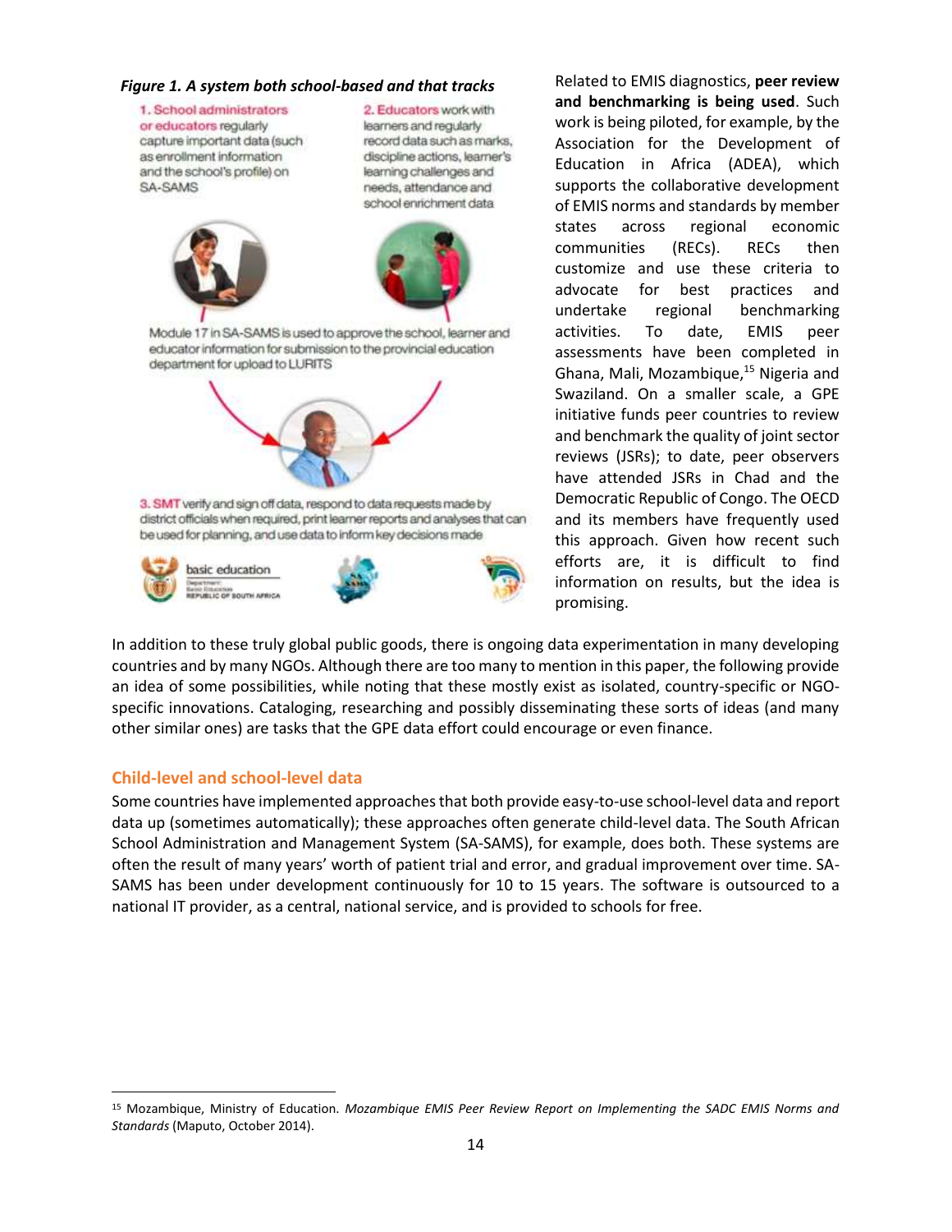*Figure 1. A system both school-based and that tracks*

1. School administrators or educators regularly capture important data (such as enrollment information and the school's profile) on SA-SAMS

2. Educators work with learners and regularly record data such as marks, discipline actions, learner's learning challenges and needs, attendance and school enrichment data

Module 17 in SA-SAMS is used to approve the school, learner and educator information for submission to the provincial education department for upload to LURITS

3. SMT verify and sign off data, respond to data requests made by district officials when required, print learner reports and analyses that can be used for planning, and use data to inform key decisions made

basic education

Department: Basic Education REPUBLIC OF SOUTH AFRICA

Related to EMIS diagnostics, **peer review and benchmarking is being used**. Such work is being piloted, for example, by the Association for the Development of Education in Africa (ADEA), which supports the collaborative development of EMIS norms and standards by member states across regional economic communities (RECs). RECs then customize and use these criteria to advocate for best practices and undertake regional benchmarking activities. To date, EMIS peer assessments have been completed in Ghana, Mali, Mozambique,[15] Nigeria and Swaziland. On a smaller scale, a GPE initiative funds peer countries to review and benchmark the quality of joint sector reviews (JSRs); to date, peer observers have attended JSRs in Chad and the Democratic Republic of Congo. The OECD and its members have frequently used this approach. Given how recent such efforts are, it is difficult to find information on results, but the idea is promising.

In addition to these truly global public goods, there is ongoing data experimentation in many developing countries and by many NGOs. Although there are too many to mention in this paper, the following provide an idea of some possibilities, while noting that these mostly exist as isolated, country-specific or NGO-specific innovations. Cataloging, researching and possibly disseminating these sorts of ideas (and many other similar ones) are tasks that the GPE data effort could encourage or even finance.

## Child-level and school-level data

Some countries have implemented approaches that both provide easy-to-use school-level data and report data up (sometimes automatically); these approaches often generate child-level data. The South African School Administration and Management System (SA-SAMS), for example, does both. These systems are often the result of many years' worth of patient trial and error, and gradual improvement over time. SA-SAMS has been under development continuously for 10 to 15 years. The software is outsourced to a national IT provider, as a central, national service, and is provided to schools for free.

---

[15] Mozambique, Ministry of Education. *Mozambique EMIS Peer Review Report on Implementing the SADC EMIS Norms and Standards* (Maputo, October 2014).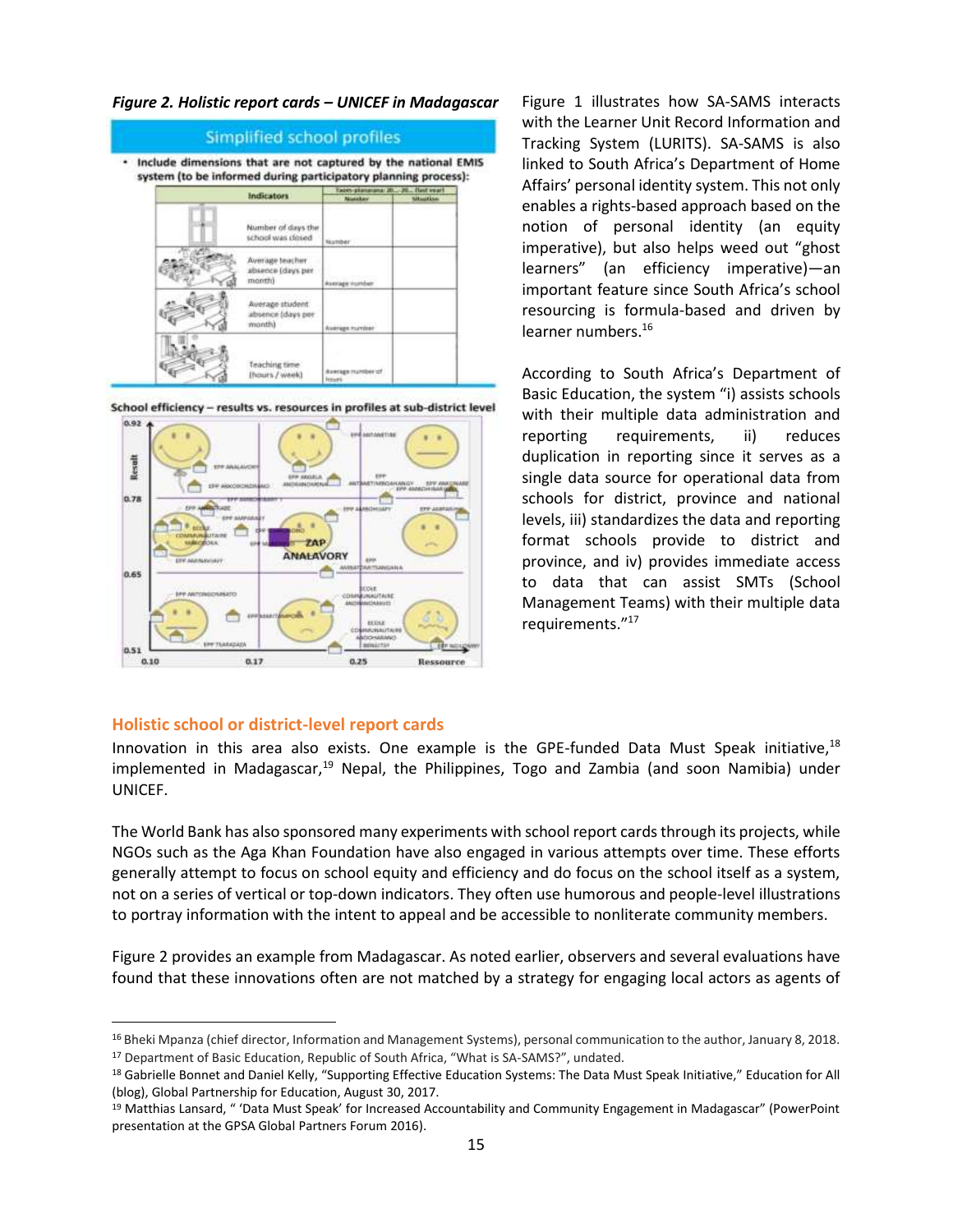*Figure 2. Holistic report cards – UNICEF in Madagascar*

Figure 1 illustrates how SA-SAMS interacts with the Learner Unit Record Information and Tracking System (LURITS). SA-SAMS is also linked to South Africa's Department of Home Affairs' personal identity system. This not only enables a rights-based approach based on the notion of personal identity (an equity imperative), but also helps weed out "ghost learners" (an efficiency imperative)—an important feature since South Africa's school resourcing is formula-based and driven by learner numbers.[16]

According to South Africa's Department of Basic Education, the system "i) assists schools with their multiple data administration and reporting requirements, ii) reduces duplication in reporting since it serves as a single data source for operational data from schools for district, province and national levels, iii) standardizes the data and reporting format schools provide to district and province, and iv) provides immediate access to data that can assist SMTs (School Management Teams) with their multiple data requirements."[17]

## Holistic school or district-level report cards

Innovation in this area also exists. One example is the GPE-funded Data Must Speak initiative,[18] implemented in Madagascar,[19] Nepal, the Philippines, Togo and Zambia (and soon Namibia) under UNICEF.

The World Bank has also sponsored many experiments with school report cards through its projects, while NGOs such as the Aga Khan Foundation have also engaged in various attempts over time. These efforts generally attempt to focus on school equity and efficiency and do focus on the school itself as a system, not on a series of vertical or top-down indicators. They often use humorous and people-level illustrations to portray information with the intent to appeal and be accessible to nonliterate community members.

Figure 2 provides an example from Madagascar. As noted earlier, observers and several evaluations have found that these innovations often are not matched by a strategy for engaging local actors as agents of

---

[16] Bheki Mpanza (chief director, Information and Management Systems), personal communication to the author, January 8, 2018.

[17] Department of Basic Education, Republic of South Africa, "What is SA-SAMS?", undated.

[18] Gabrielle Bonnet and Daniel Kelly, "Supporting Effective Education Systems: The Data Must Speak Initiative," Education for All (blog), Global Partnership for Education, August 30, 2017.

[19] Matthias Lansard, " 'Data Must Speak' for Increased Accountability and Community Engagement in Madagascar" (PowerPoint presentation at the GPSA Global Partners Forum 2016).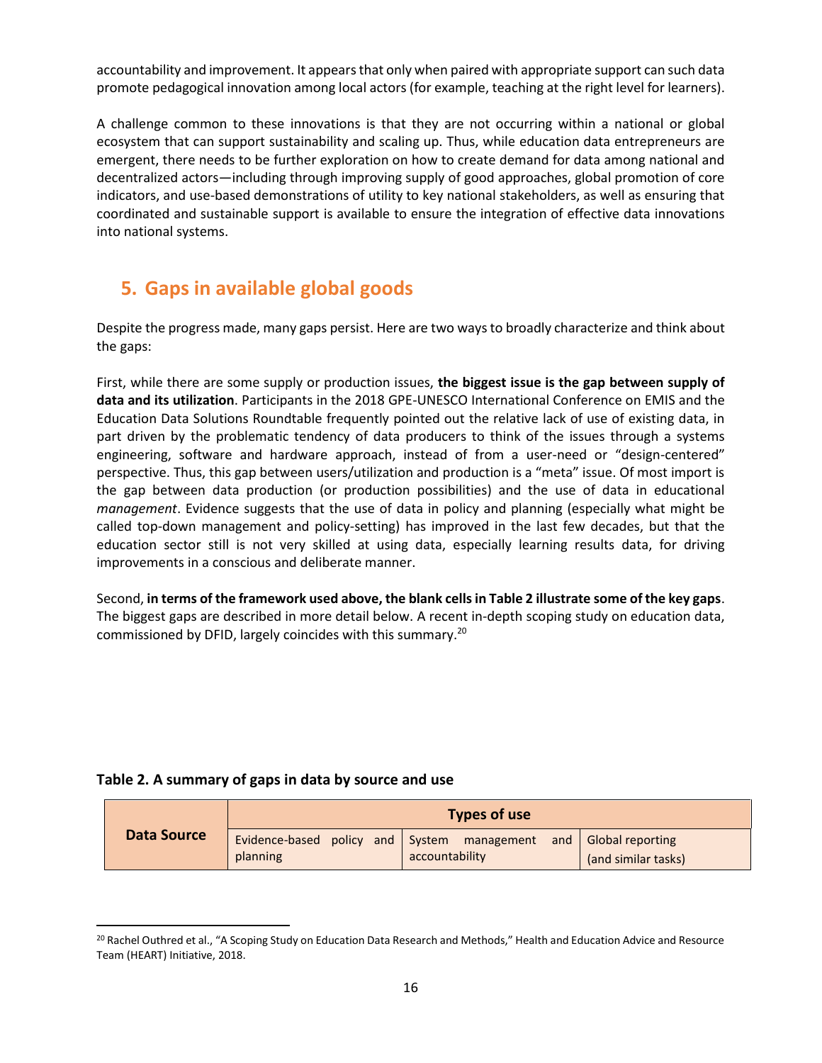accountability and improvement. It appears that only when paired with appropriate support can such data promote pedagogical innovation among local actors (for example, teaching at the right level for learners).

A challenge common to these innovations is that they are not occurring within a national or global ecosystem that can support sustainability and scaling up. Thus, while education data entrepreneurs are emergent, there needs to be further exploration on how to create demand for data among national and decentralized actors—including through improving supply of good approaches, global promotion of core indicators, and use-based demonstrations of utility to key national stakeholders, as well as ensuring that coordinated and sustainable support is available to ensure the integration of effective data innovations into national systems.

## 5. Gaps in available global goods

Despite the progress made, many gaps persist. Here are two ways to broadly characterize and think about the gaps:

First, while there are some supply or production issues, **the biggest issue is the gap between supply of data and its utilization**. Participants in the 2018 GPE-UNESCO International Conference on EMIS and the Education Data Solutions Roundtable frequently pointed out the relative lack of use of existing data, in part driven by the problematic tendency of data producers to think of the issues through a systems engineering, software and hardware approach, instead of from a user-need or "design-centered" perspective. Thus, this gap between users/utilization and production is a "meta" issue. Of most import is the gap between data production (or production possibilities) and the use of data in educational *management*. Evidence suggests that the use of data in policy and planning (especially what might be called top-down management and policy-setting) has improved in the last few decades, but that the education sector still is not very skilled at using data, especially learning results data, for driving improvements in a conscious and deliberate manner.

Second, **in terms of the framework used above, the blank cells in Table 2 illustrate some of the key gaps**. The biggest gaps are described in more detail below. A recent in-depth scoping study on education data, commissioned by DFID, largely coincides with this summary.[20]

**Table 2. A summary of gaps in data by source and use**

| Data Source | Types of use | | |
|---|---|---|---|
| | Evidence-based policy and planning | System management and accountability | Global reporting (and similar tasks) |

[20] Rachel Outhred et al., "A Scoping Study on Education Data Research and Methods," Health and Education Advice and Resource Team (HEART) Initiative, 2018.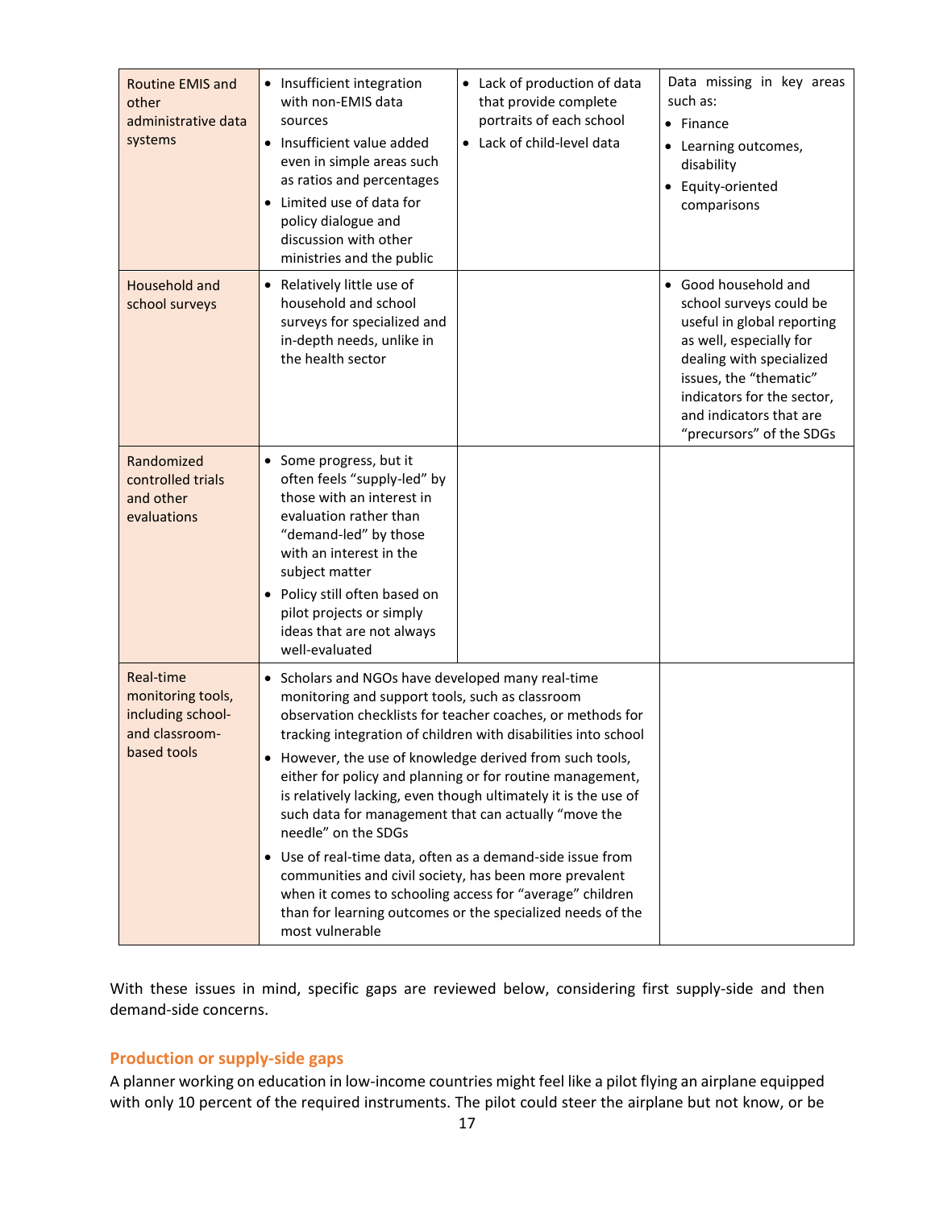| | | | |
|---|---|---|---|
| Routine EMIS and other administrative data systems | • Insufficient integration with non-EMIS data sources<br>• Insufficient value added even in simple areas such as ratios and percentages<br>• Limited use of data for policy dialogue and discussion with other ministries and the public | • Lack of production of data that provide complete portraits of each school<br>• Lack of child-level data | Data missing in key areas such as:<br>• Finance<br>• Learning outcomes, disability<br>• Equity-oriented comparisons |
| Household and school surveys | • Relatively little use of household and school surveys for specialized and in-depth needs, unlike in the health sector | | • Good household and school surveys could be useful in global reporting as well, especially for dealing with specialized issues, the "thematic" indicators for the sector, and indicators that are "precursors" of the SDGs |
| Randomized controlled trials and other evaluations | • Some progress, but it often feels "supply-led" by those with an interest in evaluation rather than "demand-led" by those with an interest in the subject matter<br>• Policy still often based on pilot projects or simply ideas that are not always well-evaluated | | |
| Real-time monitoring tools, including school- and classroom-based tools | • Scholars and NGOs have developed many real-time monitoring and support tools, such as classroom observation checklists for teacher coaches, or methods for tracking integration of children with disabilities into school<br>• However, the use of knowledge derived from such tools, either for policy and planning or for routine management, is relatively lacking, even though ultimately it is the use of such data for management that can actually "move the needle" on the SDGs<br>• Use of real-time data, often as a demand-side issue from communities and civil society, has been more prevalent when it comes to schooling access for "average" children than for learning outcomes or the specialized needs of the most vulnerable | | |

With these issues in mind, specific gaps are reviewed below, considering first supply-side and then demand-side concerns.

### Production or supply-side gaps

A planner working on education in low-income countries might feel like a pilot flying an airplane equipped with only 10 percent of the required instruments. The pilot could steer the airplane but not know, or be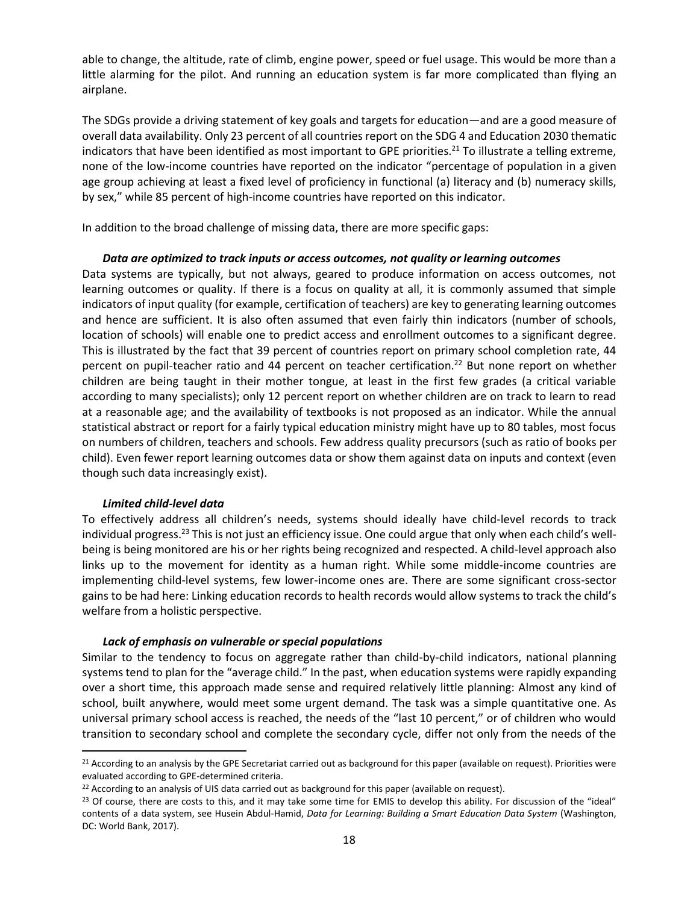able to change, the altitude, rate of climb, engine power, speed or fuel usage. This would be more than a little alarming for the pilot. And running an education system is far more complicated than flying an airplane.

The SDGs provide a driving statement of key goals and targets for education—and are a good measure of overall data availability. Only 23 percent of all countries report on the SDG 4 and Education 2030 thematic indicators that have been identified as most important to GPE priorities.[21] To illustrate a telling extreme, none of the low-income countries have reported on the indicator "percentage of population in a given age group achieving at least a fixed level of proficiency in functional (a) literacy and (b) numeracy skills, by sex," while 85 percent of high-income countries have reported on this indicator.

In addition to the broad challenge of missing data, there are more specific gaps:

***Data are optimized to track inputs or access outcomes, not quality or learning outcomes***

Data systems are typically, but not always, geared to produce information on access outcomes, not learning outcomes or quality. If there is a focus on quality at all, it is commonly assumed that simple indicators of input quality (for example, certification of teachers) are key to generating learning outcomes and hence are sufficient. It is also often assumed that even fairly thin indicators (number of schools, location of schools) will enable one to predict access and enrollment outcomes to a significant degree. This is illustrated by the fact that 39 percent of countries report on primary school completion rate, 44 percent on pupil-teacher ratio and 44 percent on teacher certification.[22] But none report on whether children are being taught in their mother tongue, at least in the first few grades (a critical variable according to many specialists); only 12 percent report on whether children are on track to learn to read at a reasonable age; and the availability of textbooks is not proposed as an indicator. While the annual statistical abstract or report for a fairly typical education ministry might have up to 80 tables, most focus on numbers of children, teachers and schools. Few address quality precursors (such as ratio of books per child). Even fewer report learning outcomes data or show them against data on inputs and context (even though such data increasingly exist).

***Limited child-level data***

To effectively address all children's needs, systems should ideally have child-level records to track individual progress.[23] This is not just an efficiency issue. One could argue that only when each child's well-being is being monitored are his or her rights being recognized and respected. A child-level approach also links up to the movement for identity as a human right. While some middle-income countries are implementing child-level systems, few lower-income ones are. There are some significant cross-sector gains to be had here: Linking education records to health records would allow systems to track the child's welfare from a holistic perspective.

***Lack of emphasis on vulnerable or special populations***

Similar to the tendency to focus on aggregate rather than child-by-child indicators, national planning systems tend to plan for the "average child." In the past, when education systems were rapidly expanding over a short time, this approach made sense and required relatively little planning: Almost any kind of school, built anywhere, would meet some urgent demand. The task was a simple quantitative one. As universal primary school access is reached, the needs of the "last 10 percent," or of children who would transition to secondary school and complete the secondary cycle, differ not only from the needs of the

[21] According to an analysis by the GPE Secretariat carried out as background for this paper (available on request). Priorities were evaluated according to GPE-determined criteria.

[22] According to an analysis of UIS data carried out as background for this paper (available on request).

[23] Of course, there are costs to this, and it may take some time for EMIS to develop this ability. For discussion of the "ideal" contents of a data system, see Husein Abdul-Hamid, *Data for Learning: Building a Smart Education Data System* (Washington, DC: World Bank, 2017).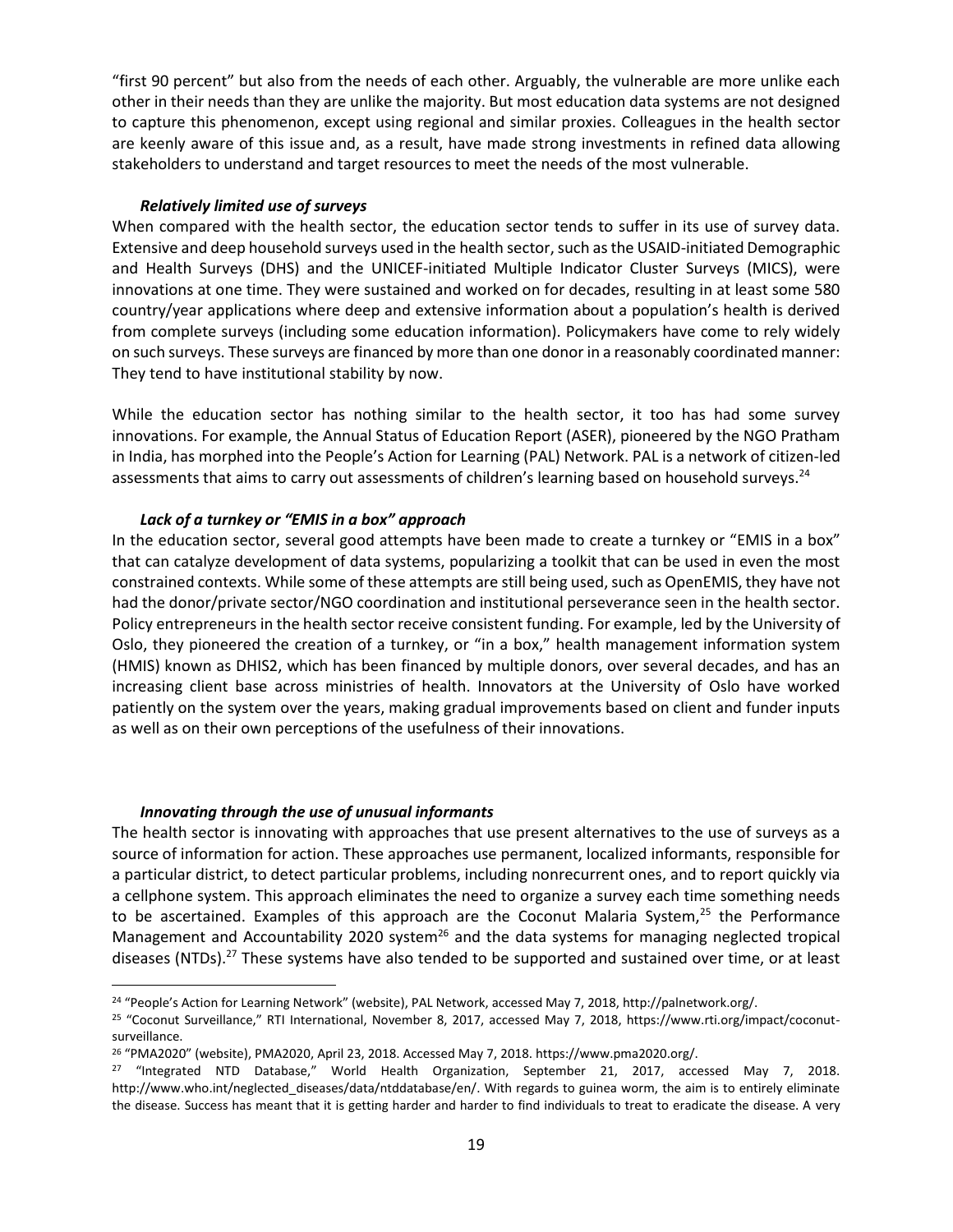"first 90 percent" but also from the needs of each other. Arguably, the vulnerable are more unlike each other in their needs than they are unlike the majority. But most education data systems are not designed to capture this phenomenon, except using regional and similar proxies. Colleagues in the health sector are keenly aware of this issue and, as a result, have made strong investments in refined data allowing stakeholders to understand and target resources to meet the needs of the most vulnerable.

***Relatively limited use of surveys***

When compared with the health sector, the education sector tends to suffer in its use of survey data. Extensive and deep household surveys used in the health sector, such as the USAID-initiated Demographic and Health Surveys (DHS) and the UNICEF-initiated Multiple Indicator Cluster Surveys (MICS), were innovations at one time. They were sustained and worked on for decades, resulting in at least some 580 country/year applications where deep and extensive information about a population's health is derived from complete surveys (including some education information). Policymakers have come to rely widely on such surveys. These surveys are financed by more than one donor in a reasonably coordinated manner: They tend to have institutional stability by now.

While the education sector has nothing similar to the health sector, it too has had some survey innovations. For example, the Annual Status of Education Report (ASER), pioneered by the NGO Pratham in India, has morphed into the People's Action for Learning (PAL) Network. PAL is a network of citizen-led assessments that aims to carry out assessments of children's learning based on household surveys.[24]

***Lack of a turnkey or "EMIS in a box" approach***

In the education sector, several good attempts have been made to create a turnkey or "EMIS in a box" that can catalyze development of data systems, popularizing a toolkit that can be used in even the most constrained contexts. While some of these attempts are still being used, such as OpenEMIS, they have not had the donor/private sector/NGO coordination and institutional perseverance seen in the health sector. Policy entrepreneurs in the health sector receive consistent funding. For example, led by the University of Oslo, they pioneered the creation of a turnkey, or "in a box," health management information system (HMIS) known as DHIS2, which has been financed by multiple donors, over several decades, and has an increasing client base across ministries of health. Innovators at the University of Oslo have worked patiently on the system over the years, making gradual improvements based on client and funder inputs as well as on their own perceptions of the usefulness of their innovations.

***Innovating through the use of unusual informants***

The health sector is innovating with approaches that use present alternatives to the use of surveys as a source of information for action. These approaches use permanent, localized informants, responsible for a particular district, to detect particular problems, including nonrecurrent ones, and to report quickly via a cellphone system. This approach eliminates the need to organize a survey each time something needs to be ascertained. Examples of this approach are the Coconut Malaria System,[25] the Performance Management and Accountability 2020 system[26] and the data systems for managing neglected tropical diseases (NTDs).[27] These systems have also tended to be supported and sustained over time, or at least

[24] "People's Action for Learning Network" (website), PAL Network, accessed May 7, 2018, http://palnetwork.org/.

[25] "Coconut Surveillance," RTI International, November 8, 2017, accessed May 7, 2018, https://www.rti.org/impact/coconut-surveillance.

[26] "PMA2020" (website), PMA2020, April 23, 2018. Accessed May 7, 2018. https://www.pma2020.org/.

[27] "Integrated NTD Database," World Health Organization, September 21, 2017, accessed May 7, 2018. http://www.who.int/neglected_diseases/data/ntddatabase/en/. With regards to guinea worm, the aim is to entirely eliminate the disease. Success has meant that it is getting harder and harder to find individuals to treat to eradicate the disease. A very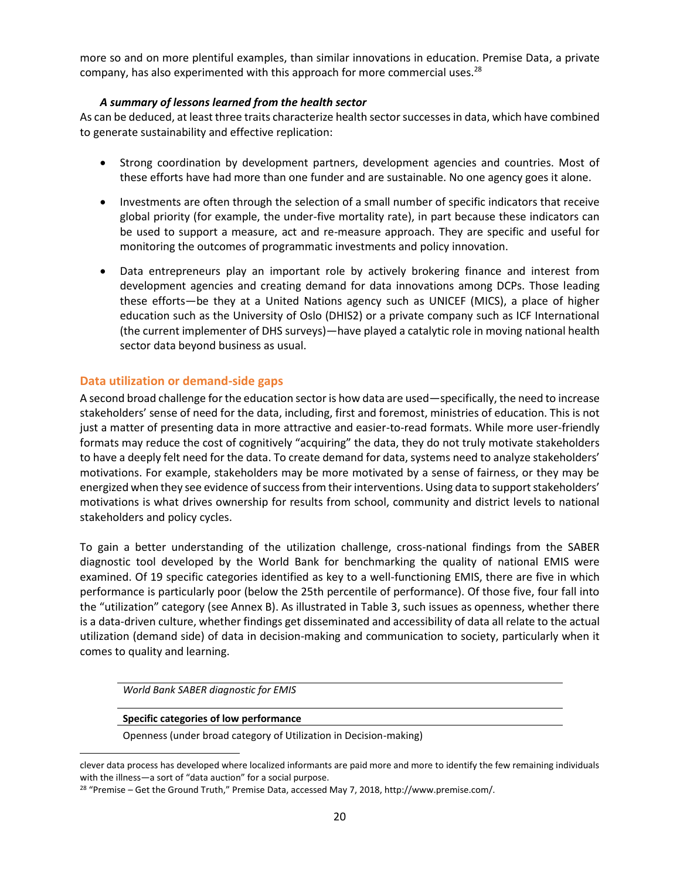more so and on more plentiful examples, than similar innovations in education. Premise Data, a private company, has also experimented with this approach for more commercial uses.[28]

#### *A summary of lessons learned from the health sector*

As can be deduced, at least three traits characterize health sector successes in data, which have combined to generate sustainability and effective replication:

- Strong coordination by development partners, development agencies and countries. Most of these efforts have had more than one funder and are sustainable. No one agency goes it alone.
- Investments are often through the selection of a small number of specific indicators that receive global priority (for example, the under-five mortality rate), in part because these indicators can be used to support a measure, act and re-measure approach. They are specific and useful for monitoring the outcomes of programmatic investments and policy innovation.
- Data entrepreneurs play an important role by actively brokering finance and interest from development agencies and creating demand for data innovations among DCPs. Those leading these efforts—be they at a United Nations agency such as UNICEF (MICS), a place of higher education such as the University of Oslo (DHIS2) or a private company such as ICF International (the current implementer of DHS surveys)—have played a catalytic role in moving national health sector data beyond business as usual.

### Data utilization or demand-side gaps

A second broad challenge for the education sector is how data are used—specifically, the need to increase stakeholders' sense of need for the data, including, first and foremost, ministries of education. This is not just a matter of presenting data in more attractive and easier-to-read formats. While more user-friendly formats may reduce the cost of cognitively "acquiring" the data, they do not truly motivate stakeholders to have a deeply felt need for the data. To create demand for data, systems need to analyze stakeholders' motivations. For example, stakeholders may be more motivated by a sense of fairness, or they may be energized when they see evidence of success from their interventions. Using data to support stakeholders' motivations is what drives ownership for results from school, community and district levels to national stakeholders and policy cycles.

To gain a better understanding of the utilization challenge, cross-national findings from the SABER diagnostic tool developed by the World Bank for benchmarking the quality of national EMIS were examined. Of 19 specific categories identified as key to a well-functioning EMIS, there are five in which performance is particularly poor (below the 25th percentile of performance). Of those five, four fall into the "utilization" category (see Annex B). As illustrated in Table 3, such issues as openness, whether there is a data-driven culture, whether findings get disseminated and accessibility of data all relate to the actual utilization (demand side) of data in decision-making and communication to society, particularly when it comes to quality and learning.

| *World Bank SABER diagnostic for EMIS* |
|---|
| **Specific categories of low performance** |
| Openness (under broad category of Utilization in Decision-making) |

clever data process has developed where localized informants are paid more and more to identify the few remaining individuals with the illness—a sort of "data auction" for a social purpose.

[28] "Premise – Get the Ground Truth," Premise Data, accessed May 7, 2018, http://www.premise.com/.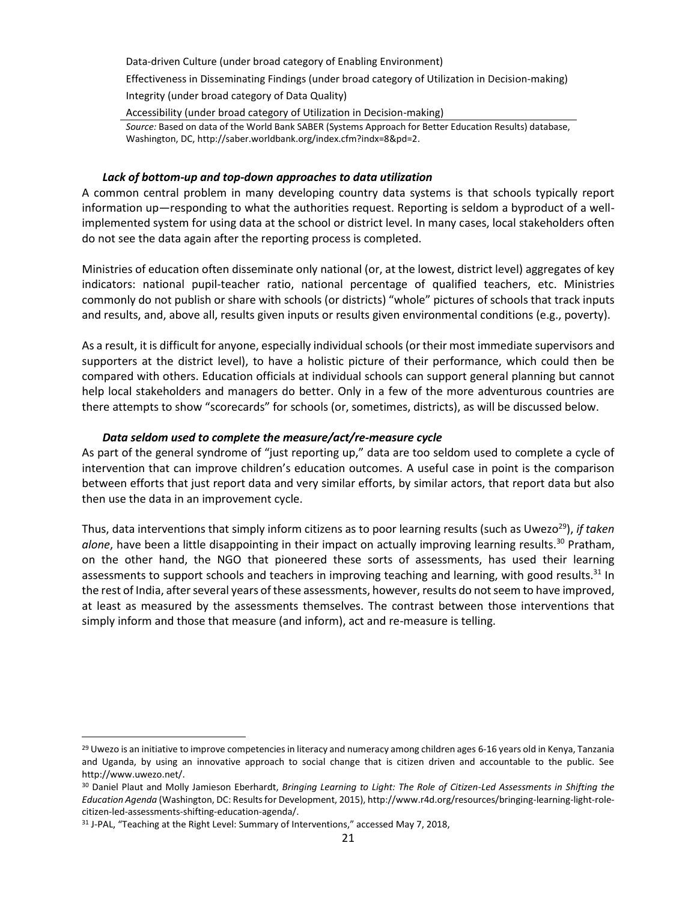Data-driven Culture (under broad category of Enabling Environment)

Effectiveness in Disseminating Findings (under broad category of Utilization in Decision-making)

Integrity (under broad category of Data Quality)

Accessibility (under broad category of Utilization in Decision-making)

*Source:* Based on data of the World Bank SABER (Systems Approach for Better Education Results) database, Washington, DC, http://saber.worldbank.org/index.cfm?indx=8&pd=2.

***Lack of bottom-up and top-down approaches to data utilization***

A common central problem in many developing country data systems is that schools typically report information up—responding to what the authorities request. Reporting is seldom a byproduct of a well-implemented system for using data at the school or district level. In many cases, local stakeholders often do not see the data again after the reporting process is completed.

Ministries of education often disseminate only national (or, at the lowest, district level) aggregates of key indicators: national pupil-teacher ratio, national percentage of qualified teachers, etc. Ministries commonly do not publish or share with schools (or districts) "whole" pictures of schools that track inputs and results, and, above all, results given inputs or results given environmental conditions (e.g., poverty).

As a result, it is difficult for anyone, especially individual schools (or their most immediate supervisors and supporters at the district level), to have a holistic picture of their performance, which could then be compared with others. Education officials at individual schools can support general planning but cannot help local stakeholders and managers do better. Only in a few of the more adventurous countries are there attempts to show "scorecards" for schools (or, sometimes, districts), as will be discussed below.

***Data seldom used to complete the measure/act/re-measure cycle***

As part of the general syndrome of "just reporting up," data are too seldom used to complete a cycle of intervention that can improve children's education outcomes. A useful case in point is the comparison between efforts that just report data and very similar efforts, by similar actors, that report data but also then use the data in an improvement cycle.

Thus, data interventions that simply inform citizens as to poor learning results (such as Uwezo[29]), *if taken alone*, have been a little disappointing in their impact on actually improving learning results.[30] Pratham, on the other hand, the NGO that pioneered these sorts of assessments, has used their learning assessments to support schools and teachers in improving teaching and learning, with good results.[31] In the rest of India, after several years of these assessments, however, results do not seem to have improved, at least as measured by the assessments themselves. The contrast between those interventions that simply inform and those that measure (and inform), act and re-measure is telling.

---

[29] Uwezo is an initiative to improve competencies in literacy and numeracy among children ages 6-16 years old in Kenya, Tanzania and Uganda, by using an innovative approach to social change that is citizen driven and accountable to the public. See http://www.uwezo.net/.

[30] Daniel Plaut and Molly Jamieson Eberhardt, *Bringing Learning to Light: The Role of Citizen-Led Assessments in Shifting the Education Agenda* (Washington, DC: Results for Development, 2015), http://www.r4d.org/resources/bringing-learning-light-role-citizen-led-assessments-shifting-education-agenda/.

[31] J-PAL, "Teaching at the Right Level: Summary of Interventions," accessed May 7, 2018,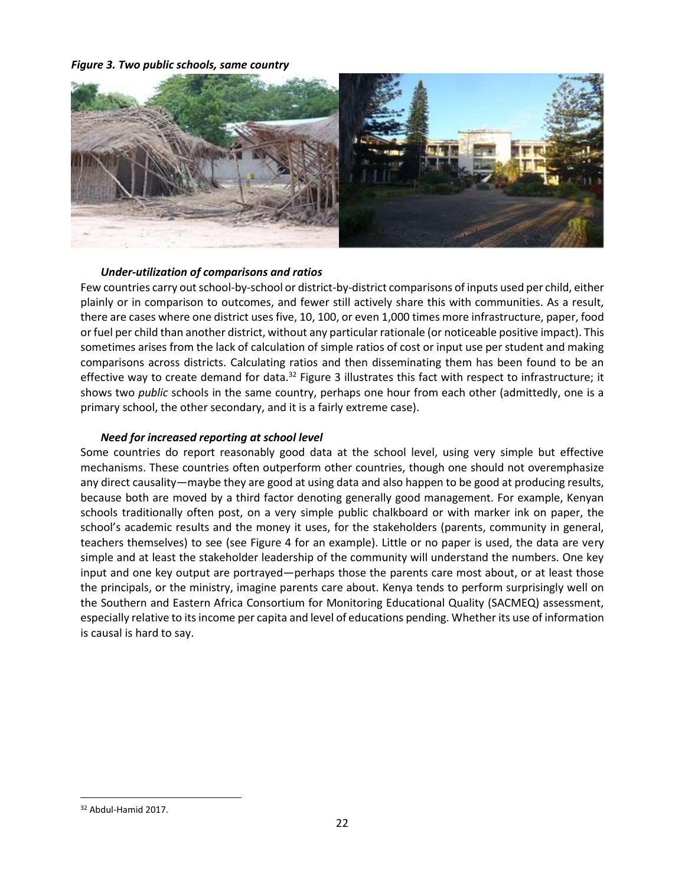***Figure 3. Two public schools, same country***

***Under-utilization of comparisons and ratios***

Few countries carry out school-by-school or district-by-district comparisons of inputs used per child, either plainly or in comparison to outcomes, and fewer still actively share this with communities. As a result, there are cases where one district uses five, 10, 100, or even 1,000 times more infrastructure, paper, food or fuel per child than another district, without any particular rationale (or noticeable positive impact). This sometimes arises from the lack of calculation of simple ratios of cost or input use per student and making comparisons across districts. Calculating ratios and then disseminating them has been found to be an effective way to create demand for data.[32] Figure 3 illustrates this fact with respect to infrastructure; it shows two *public* schools in the same country, perhaps one hour from each other (admittedly, one is a primary school, the other secondary, and it is a fairly extreme case).

***Need for increased reporting at school level***

Some countries do report reasonably good data at the school level, using very simple but effective mechanisms. These countries often outperform other countries, though one should not overemphasize any direct causality—maybe they are good at using data and also happen to be good at producing results, because both are moved by a third factor denoting generally good management. For example, Kenyan schools traditionally often post, on a very simple public chalkboard or with marker ink on paper, the school's academic results and the money it uses, for the stakeholders (parents, community in general, teachers themselves) to see (see Figure 4 for an example). Little or no paper is used, the data are very simple and at least the stakeholder leadership of the community will understand the numbers. One key input and one key output are portrayed—perhaps those the parents care most about, or at least those the principals, or the ministry, imagine parents care about. Kenya tends to perform surprisingly well on the Southern and Eastern Africa Consortium for Monitoring Educational Quality (SACMEQ) assessment, especially relative to its income per capita and level of educations pending. Whether its use of information is causal is hard to say.

[32] Abdul-Hamid 2017.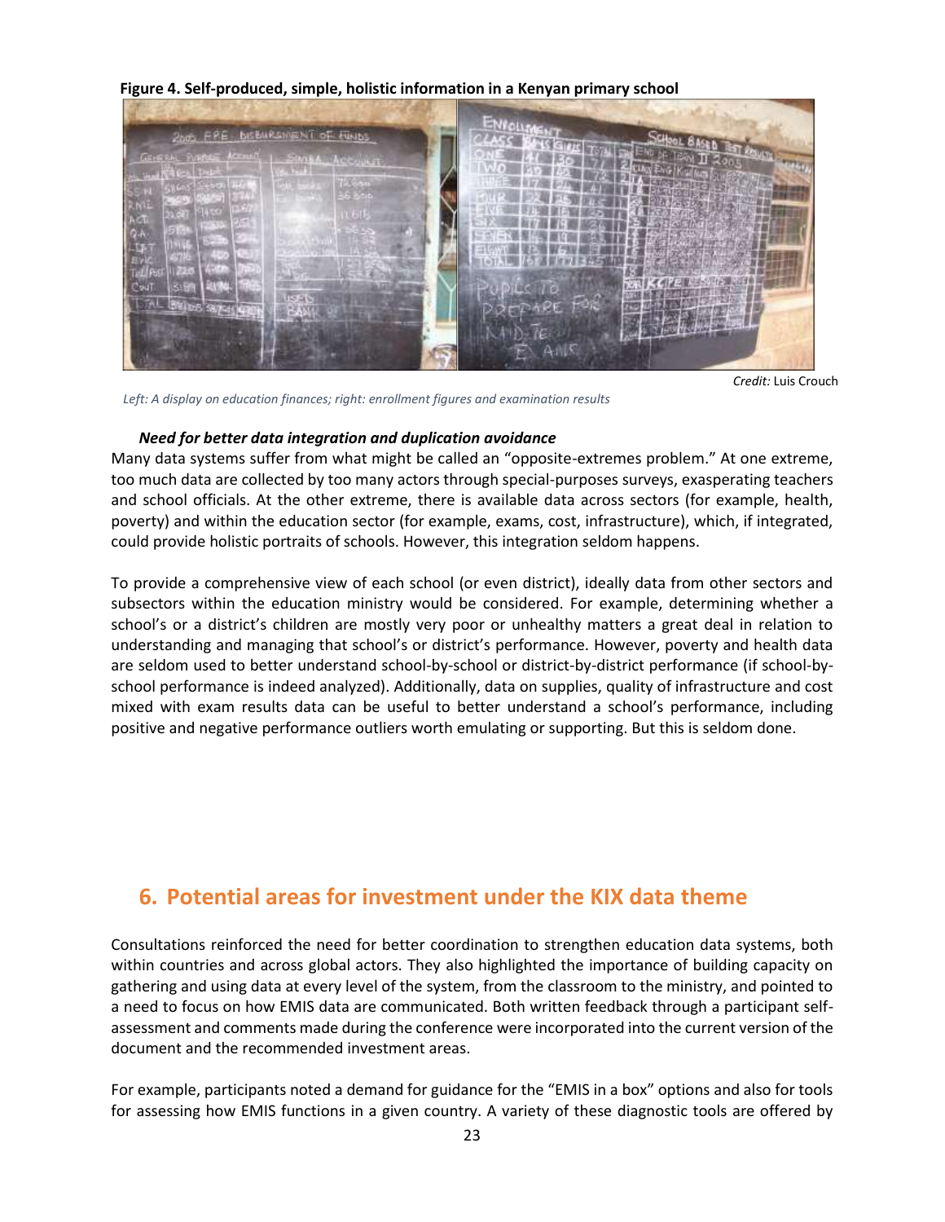**Figure 4. Self-produced, simple, holistic information in a Kenyan primary school**

*Credit:* Luis Crouch

*Left: A display on education finances; right: enrollment figures and examination results*

***Need for better data integration and duplication avoidance***

Many data systems suffer from what might be called an "opposite-extremes problem." At one extreme, too much data are collected by too many actors through special-purposes surveys, exasperating teachers and school officials. At the other extreme, there is available data across sectors (for example, health, poverty) and within the education sector (for example, exams, cost, infrastructure), which, if integrated, could provide holistic portraits of schools. However, this integration seldom happens.

To provide a comprehensive view of each school (or even district), ideally data from other sectors and subsectors within the education ministry would be considered. For example, determining whether a school's or a district's children are mostly very poor or unhealthy matters a great deal in relation to understanding and managing that school's or district's performance. However, poverty and health data are seldom used to better understand school-by-school or district-by-district performance (if school-by-school performance is indeed analyzed). Additionally, data on supplies, quality of infrastructure and cost mixed with exam results data can be useful to better understand a school's performance, including positive and negative performance outliers worth emulating or supporting. But this is seldom done.

## 6. Potential areas for investment under the KIX data theme

Consultations reinforced the need for better coordination to strengthen education data systems, both within countries and across global actors. They also highlighted the importance of building capacity on gathering and using data at every level of the system, from the classroom to the ministry, and pointed to a need to focus on how EMIS data are communicated. Both written feedback through a participant self-assessment and comments made during the conference were incorporated into the current version of the document and the recommended investment areas.

For example, participants noted a demand for guidance for the "EMIS in a box" options and also for tools for assessing how EMIS functions in a given country. A variety of these diagnostic tools are offered by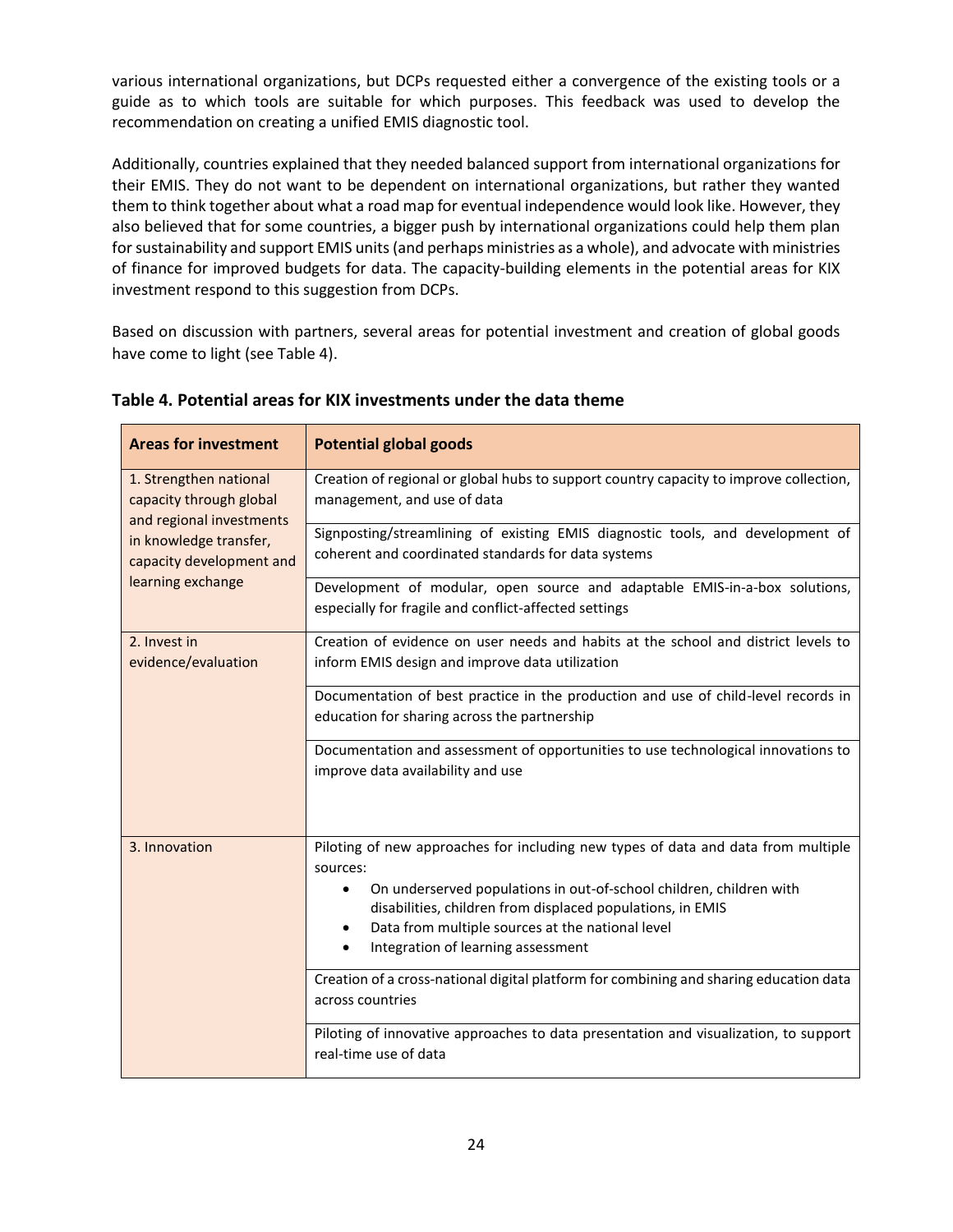various international organizations, but DCPs requested either a convergence of the existing tools or a guide as to which tools are suitable for which purposes. This feedback was used to develop the recommendation on creating a unified EMIS diagnostic tool.

Additionally, countries explained that they needed balanced support from international organizations for their EMIS. They do not want to be dependent on international organizations, but rather they wanted them to think together about what a road map for eventual independence would look like. However, they also believed that for some countries, a bigger push by international organizations could help them plan for sustainability and support EMIS units (and perhaps ministries as a whole), and advocate with ministries of finance for improved budgets for data. The capacity-building elements in the potential areas for KIX investment respond to this suggestion from DCPs.

Based on discussion with partners, several areas for potential investment and creation of global goods have come to light (see Table 4).

**Table 4. Potential areas for KIX investments under the data theme**

| Areas for investment | Potential global goods |
|---|---|
| 1. Strengthen national capacity through global and regional investments in knowledge transfer, capacity development and learning exchange | Creation of regional or global hubs to support country capacity to improve collection, management, and use of data |
| | Signposting/streamlining of existing EMIS diagnostic tools, and development of coherent and coordinated standards for data systems |
| | Development of modular, open source and adaptable EMIS-in-a-box solutions, especially for fragile and conflict-affected settings |
| 2. Invest in evidence/evaluation | Creation of evidence on user needs and habits at the school and district levels to inform EMIS design and improve data utilization |
| | Documentation of best practice in the production and use of child-level records in education for sharing across the partnership |
| | Documentation and assessment of opportunities to use technological innovations to improve data availability and use |
| 3. Innovation | Piloting of new approaches for including new types of data and data from multiple sources:<br>• On underserved populations in out-of-school children, children with disabilities, children from displaced populations, in EMIS<br>• Data from multiple sources at the national level<br>• Integration of learning assessment |
| | Creation of a cross-national digital platform for combining and sharing education data across countries |
| | Piloting of innovative approaches to data presentation and visualization, to support real-time use of data |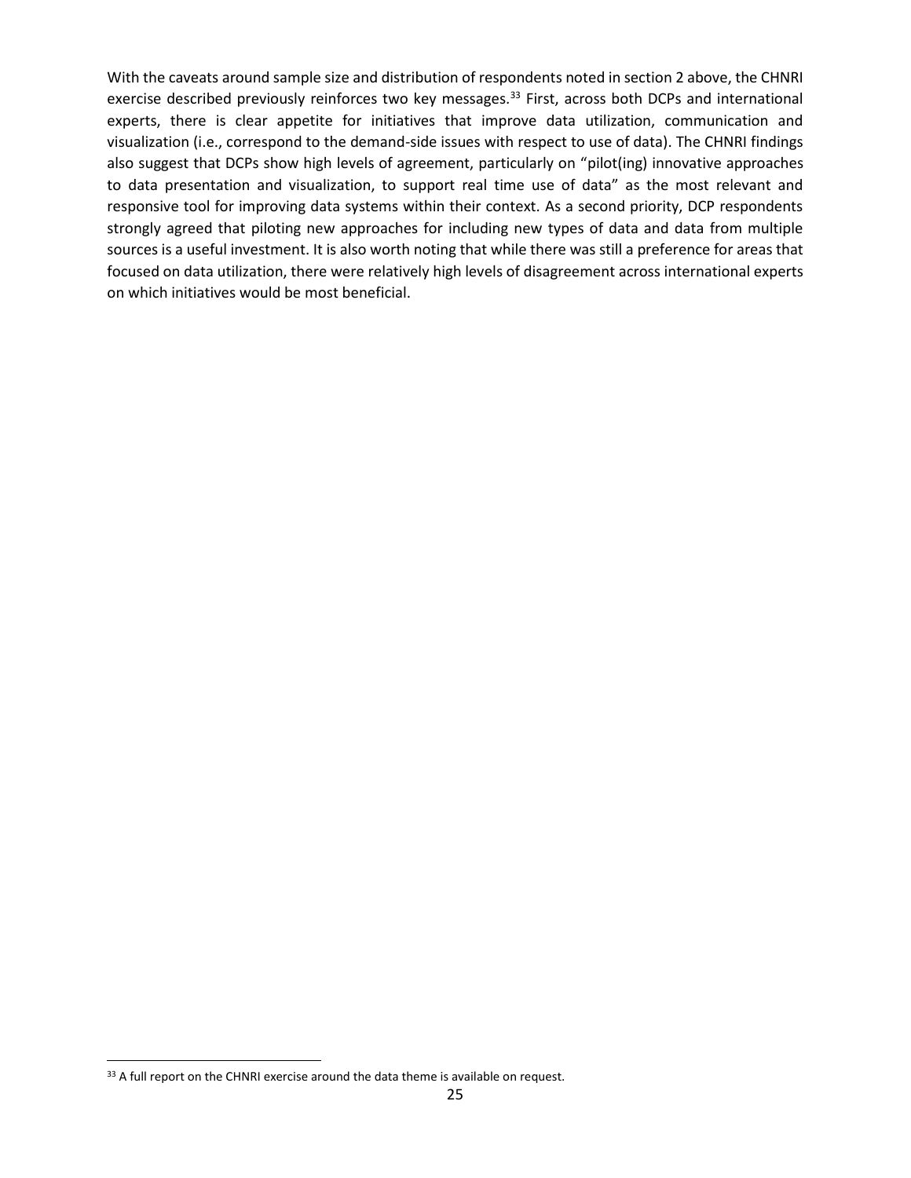With the caveats around sample size and distribution of respondents noted in section 2 above, the CHNRI exercise described previously reinforces two key messages.[33] First, across both DCPs and international experts, there is clear appetite for initiatives that improve data utilization, communication and visualization (i.e., correspond to the demand-side issues with respect to use of data). The CHNRI findings also suggest that DCPs show high levels of agreement, particularly on "pilot(ing) innovative approaches to data presentation and visualization, to support real time use of data" as the most relevant and responsive tool for improving data systems within their context. As a second priority, DCP respondents strongly agreed that piloting new approaches for including new types of data and data from multiple sources is a useful investment. It is also worth noting that while there was still a preference for areas that focused on data utilization, there were relatively high levels of disagreement across international experts on which initiatives would be most beneficial.

[33] A full report on the CHNRI exercise around the data theme is available on request.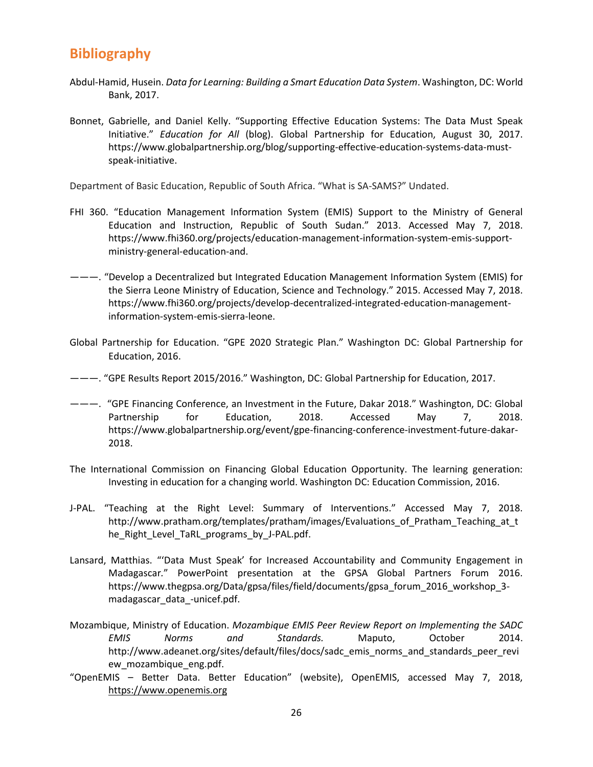## Bibliography

Abdul-Hamid, Husein. *Data for Learning: Building a Smart Education Data System*. Washington, DC: World Bank, 2017.

Bonnet, Gabrielle, and Daniel Kelly. "Supporting Effective Education Systems: The Data Must Speak Initiative." *Education for All* (blog). Global Partnership for Education, August 30, 2017. https://www.globalpartnership.org/blog/supporting-effective-education-systems-data-must-speak-initiative.

Department of Basic Education, Republic of South Africa. "What is SA-SAMS?" Undated.

FHI 360. "Education Management Information System (EMIS) Support to the Ministry of General Education and Instruction, Republic of South Sudan." 2013. Accessed May 7, 2018. https://www.fhi360.org/projects/education-management-information-system-emis-support-ministry-general-education-and.

———. "Develop a Decentralized but Integrated Education Management Information System (EMIS) for the Sierra Leone Ministry of Education, Science and Technology." 2015. Accessed May 7, 2018. https://www.fhi360.org/projects/develop-decentralized-integrated-education-management-information-system-emis-sierra-leone.

Global Partnership for Education. "GPE 2020 Strategic Plan." Washington DC: Global Partnership for Education, 2016.

———. "GPE Results Report 2015/2016." Washington, DC: Global Partnership for Education, 2017.

———. "GPE Financing Conference, an Investment in the Future, Dakar 2018." Washington, DC: Global Partnership for Education, 2018. Accessed May 7, 2018. https://www.globalpartnership.org/event/gpe-financing-conference-investment-future-dakar-2018.

The International Commission on Financing Global Education Opportunity. The learning generation: Investing in education for a changing world. Washington DC: Education Commission, 2016.

J-PAL. "Teaching at the Right Level: Summary of Interventions." Accessed May 7, 2018. http://www.pratham.org/templates/pratham/images/Evaluations_of_Pratham_Teaching_at_the_Right_Level_TaRL_programs_by_J-PAL.pdf.

Lansard, Matthias. "'Data Must Speak' for Increased Accountability and Community Engagement in Madagascar." PowerPoint presentation at the GPSA Global Partners Forum 2016. https://www.thegpsa.org/Data/gpsa/files/field/documents/gpsa_forum_2016_workshop_3-madagascar_data_-unicef.pdf.

Mozambique, Ministry of Education. *Mozambique EMIS Peer Review Report on Implementing the SADC EMIS Norms and Standards.* Maputo, October 2014. http://www.adeanet.org/sites/default/files/docs/sadc_emis_norms_and_standards_peer_review_mozambique_eng.pdf.

"OpenEMIS – Better Data. Better Education" (website), OpenEMIS, accessed May 7, 2018, https://www.openemis.org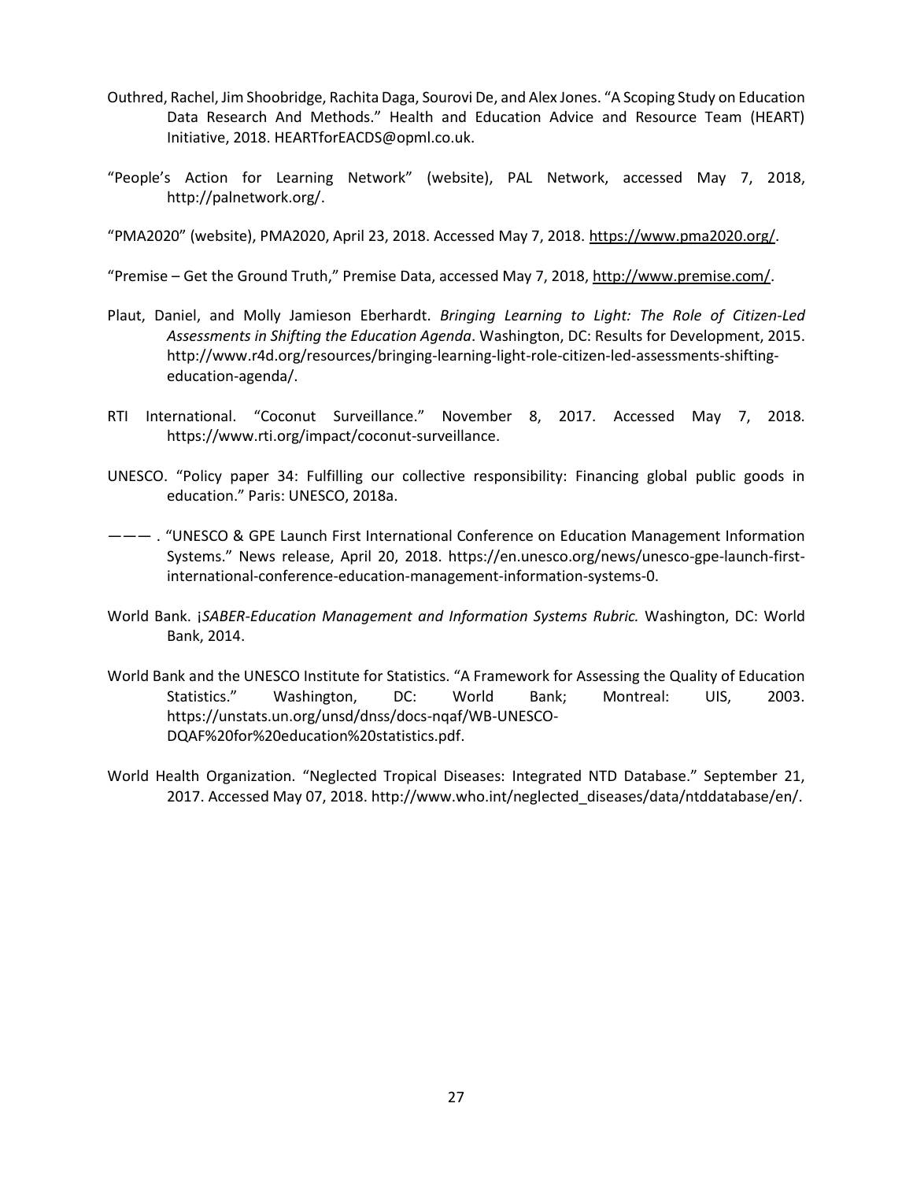Outhred, Rachel, Jim Shoobridge, Rachita Daga, Sourovi De, and Alex Jones. "A Scoping Study on Education Data Research And Methods." Health and Education Advice and Resource Team (HEART) Initiative, 2018. HEARTforEACDS@opml.co.uk.

"People's Action for Learning Network" (website), PAL Network, accessed May 7, 2018, http://palnetwork.org/.

"PMA2020" (website), PMA2020, April 23, 2018. Accessed May 7, 2018. https://www.pma2020.org/.

"Premise – Get the Ground Truth," Premise Data, accessed May 7, 2018, http://www.premise.com/.

Plaut, Daniel, and Molly Jamieson Eberhardt. *Bringing Learning to Light: The Role of Citizen-Led Assessments in Shifting the Education Agenda*. Washington, DC: Results for Development, 2015. http://www.r4d.org/resources/bringing-learning-light-role-citizen-led-assessments-shifting-education-agenda/.

RTI International. "Coconut Surveillance." November 8, 2017. Accessed May 7, 2018. https://www.rti.org/impact/coconut-surveillance.

UNESCO. "Policy paper 34: Fulfilling our collective responsibility: Financing global public goods in education." Paris: UNESCO, 2018a.

——— . "UNESCO & GPE Launch First International Conference on Education Management Information Systems." News release, April 20, 2018. https://en.unesco.org/news/unesco-gpe-launch-first-international-conference-education-management-information-systems-0.

World Bank. ¡*SABER-Education Management and Information Systems Rubric.* Washington, DC: World Bank, 2014.

World Bank and the UNESCO Institute for Statistics. "A Framework for Assessing the Quality of Education Statistics." Washington, DC: World Bank; Montreal: UIS, 2003. https://unstats.un.org/unsd/dnss/docs-nqaf/WB-UNESCO-DQAF%20for%20education%20statistics.pdf.

World Health Organization. "Neglected Tropical Diseases: Integrated NTD Database." September 21, 2017. Accessed May 07, 2018. http://www.who.int/neglected_diseases/data/ntddatabase/en/.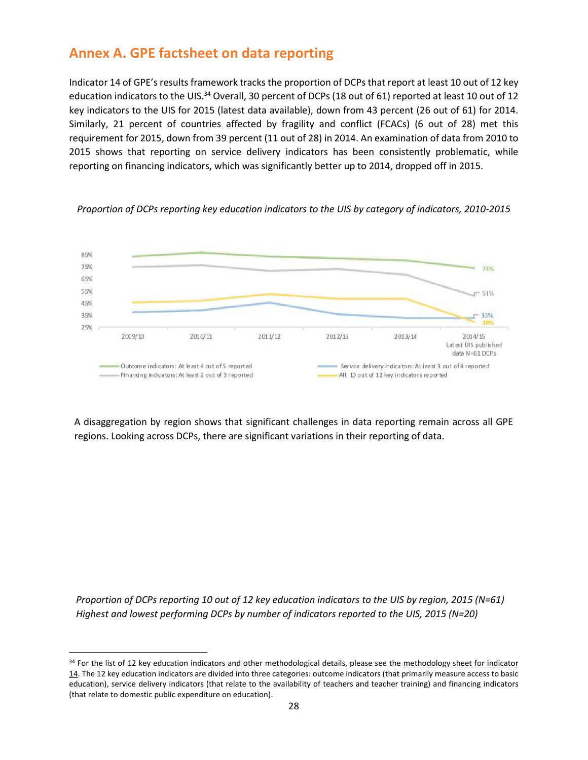## Annex A. GPE factsheet on data reporting

Indicator 14 of GPE's results framework tracks the proportion of DCPs that report at least 10 out of 12 key education indicators to the UIS.[34] Overall, 30 percent of DCPs (18 out of 61) reported at least 10 out of 12 key indicators to the UIS for 2015 (latest data available), down from 43 percent (26 out of 61) for 2014. Similarly, 21 percent of countries affected by fragility and conflict (FCACs) (6 out of 28) met this requirement for 2015, down from 39 percent (11 out of 28) in 2014. An examination of data from 2010 to 2015 shows that reporting on service delivery indicators has been consistently problematic, while reporting on financing indicators, which was significantly better up to 2014, dropped off in 2015.

*Proportion of DCPs reporting key education indicators to the UIS by category of indicators, 2010-2015*

85%
75%
65%
55%
45%
35%
25%

2009/10 | 2010/11 | 2011/12 | 2012/13 | 2013/14 | 2014/15 Latest UIS published data N=61 DCPs

74%
51%
33%
30%

Outcome indicators: At least 4 out of 5 reported
Service delivery indicators: At least 3 out of 4 reported
Financing indicators: At least 2 out of 3 reported
All: 10 out of 12 key indicators reported

A disaggregation by region shows that significant challenges in data reporting remain across all GPE regions. Looking across DCPs, there are significant variations in their reporting of data.

*Proportion of DCPs reporting 10 out of 12 key education indicators to the UIS by region, 2015 (N=61)*
*Highest and lowest performing DCPs by number of indicators reported to the UIS, 2015 (N=20)*

---

[34] For the list of 12 key education indicators and other methodological details, please see the methodology sheet for indicator 14. The 12 key education indicators are divided into three categories: outcome indicators (that primarily measure access to basic education), service delivery indicators (that relate to the availability of teachers and teacher training) and financing indicators (that relate to domestic public expenditure on education).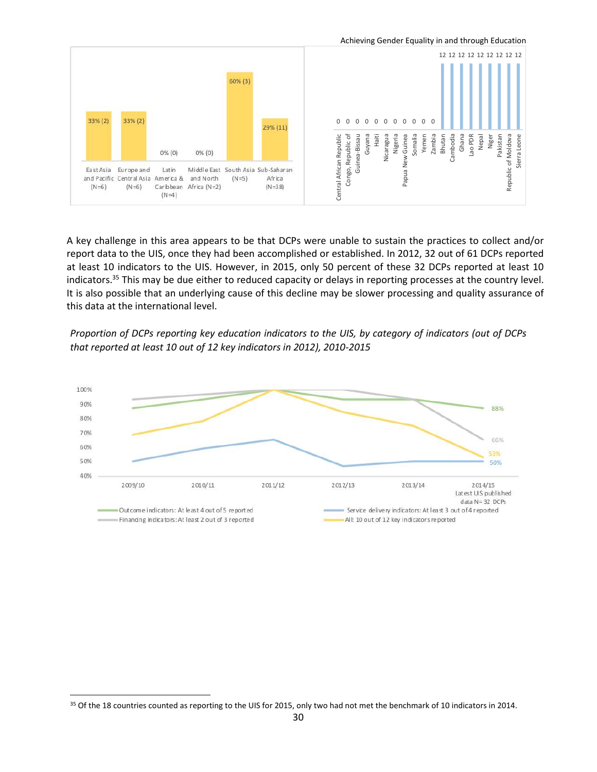| East Asia and Pacific (N=6) | Europe and Central Asia (N=6) | Latin America & Caribbean (N=4) | Middle East and North Africa (N=2) | South Asia (N=5) | Sub-Saharan Africa (N=38) |
|---|---|---|---|---|---|
| 33% (2) | 33% (2) | 0% (0) | 0% (0) | 60% (3) | 29% (11) |

| Country | Value |
|---|---|
| Central African Republic | 0 |
| Congo, Republic of | 0 |
| Guinea-Bissau | 0 |
| Guyana | 0 |
| Haiti | 0 |
| Nicaragua | 0 |
| Nigeria | 0 |
| Papua New Guinea | 0 |
| Somalia | 0 |
| Yemen | 0 |
| Zambia | 0 |
| Bhutan | 12 |
| Cambodia | 12 |
| Ghana | 12 |
| Lao PDR | 12 |
| Nepal | 12 |
| Niger | 12 |
| Pakistan | 12 |
| Republic of Moldova | 12 |
| Sierra Leone | 12 |

A key challenge in this area appears to be that DCPs were unable to sustain the practices to collect and/or report data to the UIS, once they had been accomplished or established. In 2012, 32 out of 61 DCPs reported at least 10 indicators to the UIS. However, in 2015, only 50 percent of these 32 DCPs reported at least 10 indicators.[35] This may be due either to reduced capacity or delays in reporting processes at the country level. It is also possible that an underlying cause of this decline may be slower processing and quality assurance of this data at the international level.

*Proportion of DCPs reporting key education indicators to the UIS, by category of indicators (out of DCPs that reported at least 10 out of 12 key indicators in 2012), 2010-2015*

| Indicator category | 2009/10 | 2010/11 | 2011/12 | 2012/13 | 2013/14 | 2014/15 Latest UIS published data N= 32 DCPs |
|---|---|---|---|---|---|---|
| Outcome indicators: At least 4 out of 5 reported | | | | | | 88% |
| Financing indicators: At least 2 out of 3 reported | | | | | | 66% |
| Service delivery indicators: At least 3 out of 4 reported | | | | | | 50% |
| All: 10 out of 12 key indicators reported | | | | | | 53% |

[35] Of the 18 countries counted as reporting to the UIS for 2015, only two had not met the benchmark of 10 indicators in 2014.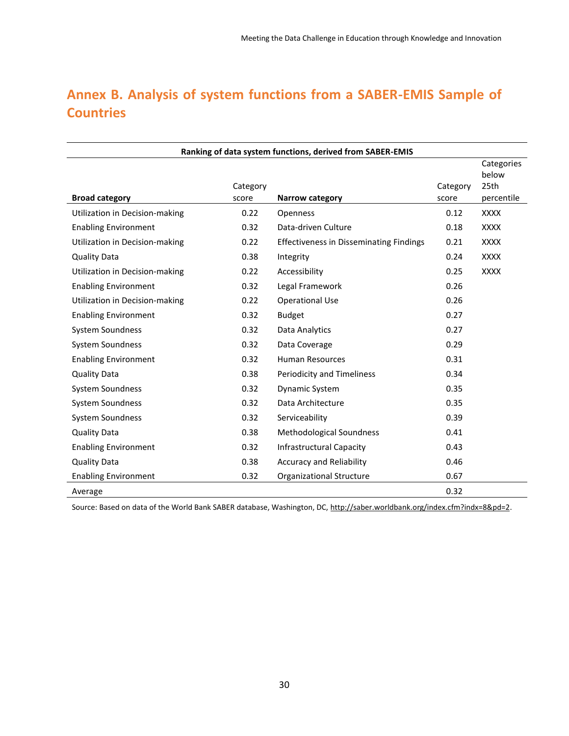# Annex B. Analysis of system functions from a SABER-EMIS Sample of Countries

**Ranking of data system functions, derived from SABER-EMIS**

| **Broad category** | Category score | **Narrow category** | Category score | Categories below 25th percentile |
|---|---|---|---|---|
| Utilization in Decision-making | 0.22 | Openness | 0.12 | XXXX |
| Enabling Environment | 0.32 | Data-driven Culture | 0.18 | XXXX |
| Utilization in Decision-making | 0.22 | Effectiveness in Disseminating Findings | 0.21 | XXXX |
| Quality Data | 0.38 | Integrity | 0.24 | XXXX |
| Utilization in Decision-making | 0.22 | Accessibility | 0.25 | XXXX |
| Enabling Environment | 0.32 | Legal Framework | 0.26 | |
| Utilization in Decision-making | 0.22 | Operational Use | 0.26 | |
| Enabling Environment | 0.32 | Budget | 0.27 | |
| System Soundness | 0.32 | Data Analytics | 0.27 | |
| System Soundness | 0.32 | Data Coverage | 0.29 | |
| Enabling Environment | 0.32 | Human Resources | 0.31 | |
| Quality Data | 0.38 | Periodicity and Timeliness | 0.34 | |
| System Soundness | 0.32 | Dynamic System | 0.35 | |
| System Soundness | 0.32 | Data Architecture | 0.35 | |
| System Soundness | 0.32 | Serviceability | 0.39 | |
| Quality Data | 0.38 | Methodological Soundness | 0.41 | |
| Enabling Environment | 0.32 | Infrastructural Capacity | 0.43 | |
| Quality Data | 0.38 | Accuracy and Reliability | 0.46 | |
| Enabling Environment | 0.32 | Organizational Structure | 0.67 | |
| Average | | | 0.32 | |

Source: Based on data of the World Bank SABER database, Washington, DC, http://saber.worldbank.org/index.cfm?indx=8&pd=2.